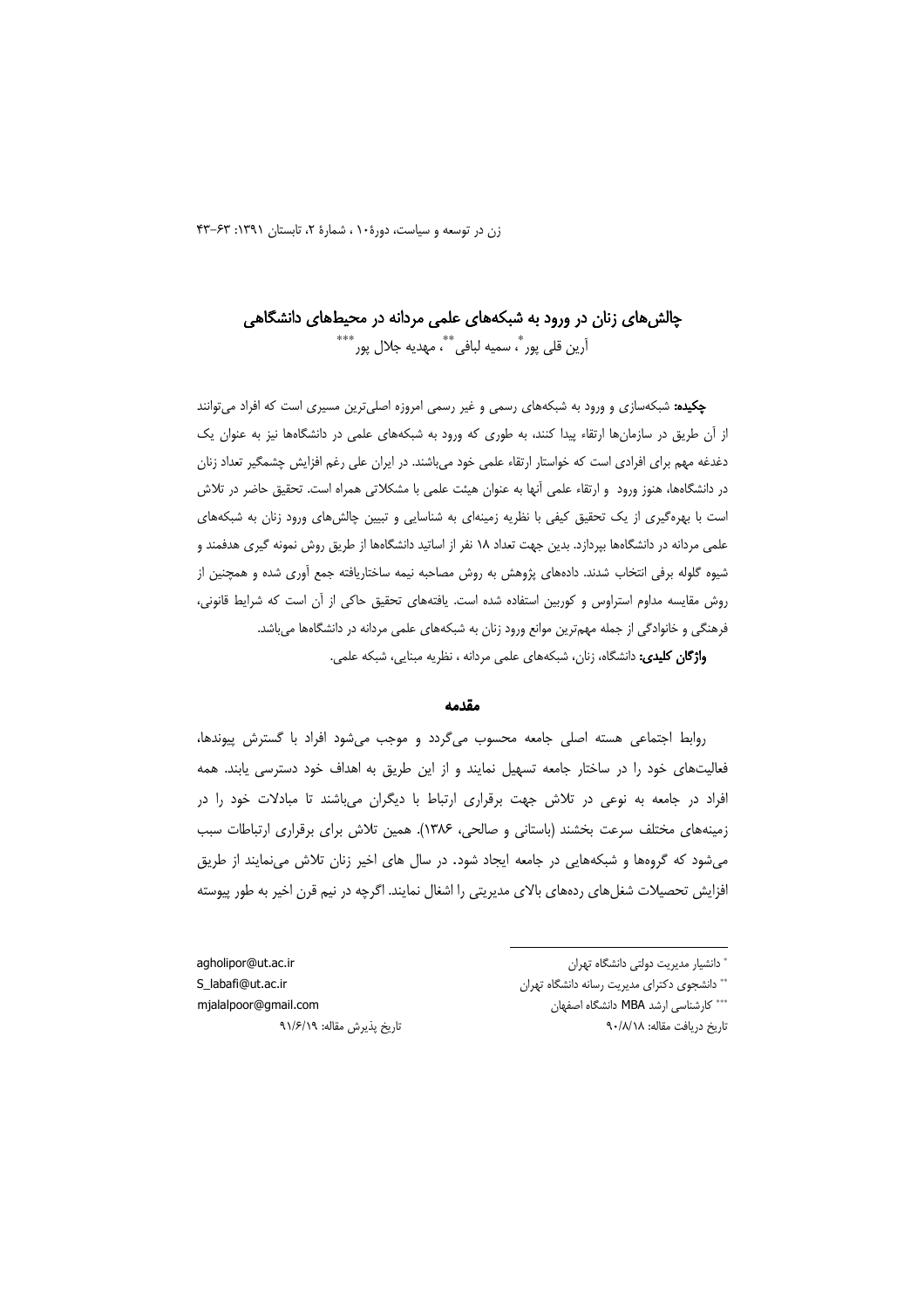# چالش‌های زنان در ورود به شبکه‌های علمی مردانه در محیط‌های دانشگاهی

آرین قلی پور [*]، سمیه لبافی [**]، مهدیه جلال پور [***]

**چکیده:** شبکه‌سازی و ورود به شبکه‌های رسمی و غیر رسمی امروزه اصلی‌ترین مسیری است که افراد می‌توانند از آن طریق در سازمان‌ها ارتقاء پیدا کنند، به طوری که ورود به شبکه‌های علمی در دانشگاه‌ها نیز به عنوان یک دغدغه مهم برای افرادی است که خواستار ارتقاء علمی خود می‌باشند. در ایران علی رغم افزایش چشمگیر تعداد زنان در دانشگاه‌ها، هنوز ورود و ارتقاء علمی آنها به عنوان هیئت علمی با مشکلاتی همراه است. تحقیق حاضر در تلاش است با بهره‌گیری از یک تحقیق کیفی با نظریه زمینه‌ای به شناسایی و تبیین چالش‌های ورود زنان به شبکه‌های علمی مردانه در دانشگاه‌ها بپردازد. بدین جهت تعداد ۱۸ نفر از اساتید دانشگاه‌ها از طریق روش نمونه گیری هدفمند و شیوه گلوله برفی انتخاب شدند. داده‌های پژوهش به روش مصاحبه نیمه ساختاریافته جمع آوری شده و همچنین از روش مقایسه مداوم استراوس و کوربین استفاده شده است. یافته‌های تحقیق حاکی از آن است که شرایط قانونی، فرهنگی و خانوادگی از جمله مهم‌ترین موانع ورود زنان به شبکه‌های علمی مردانه در دانشگاه‌ها می‌باشد.

**واژگان کلیدی:** دانشگاه، زنان، شبکه‌های علمی مردانه ، نظریه مبنایی، شبکه علمی.

## مقدمه

روابط اجتماعی هسته اصلی جامعه محسوب می‌گردد و موجب می‌شود افراد با گسترش پیوندها، فعالیت‌های خود را در ساختار جامعه تسهیل نمایند و از این طریق به اهداف خود دسترسی یابند. همه افراد در جامعه به نوعی در تلاش جهت برقراری ارتباط با دیگران می‌باشند تا مبادلات خود را در زمینه‌های مختلف سرعت بخشند (باستانی و صالحی، ۱۳۸۶). همین تلاش برای برقراری ارتباطات سبب می‌شود که گروه‌ها و شبکه‌هایی در جامعه ایجاد شود. در سال های اخیر زنان تلاش می‌نمایند از طریق افزایش تحصیلات شغل‌های رده‌های بالای مدیریتی را اشغال نمایند. اگرچه در نیم قرن اخیر به طور پیوسته

---

[*] دانشیار مدیریت دولتی دانشگاه تهران — agholipor@ut.ac.ir

[**] دانشجوی دکترای مدیریت رسانه دانشگاه تهران — S_labafi@ut.ac.ir

[***] کارشناسی ارشد MBA دانشگاه اصفهان — mjalalpoor@gmail.com

تاریخ دریافت مقاله: ۹۰/۸/۱۸ — تاریخ پذیرش مقاله: ۹۱/۶/۱۹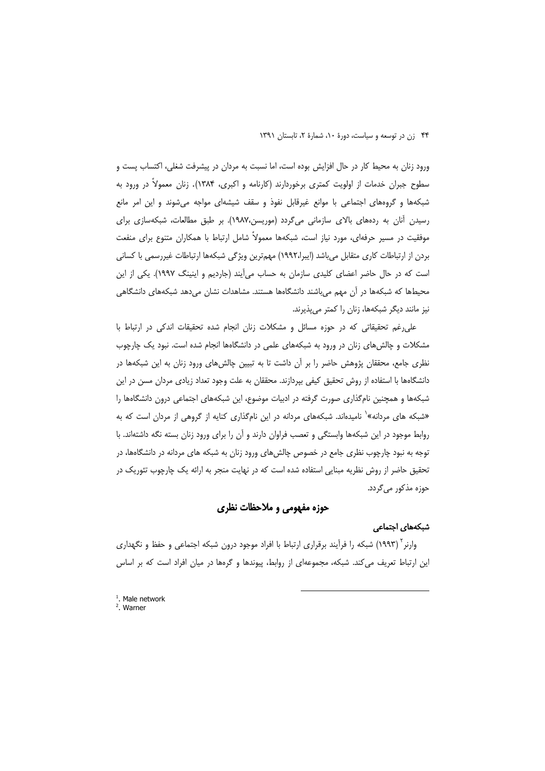ورود زنان به محیط کار در حال افزایش بوده است، اما نسبت به مردان در پیشرفت شغلی، اکتساب پست و سطوح جبران خدمات از اولویت کمتری برخوردارند (کارنامه و اکبری، ۱۳۸۴). زنان معمولاً در ورود به شبکه‌ها و گروه‌های اجتماعی با موانع غیرقابل نفوذ و سقف شیشه‌ای مواجه می‌شوند و این امر مانع رسیدن آنان به رده‌های بالای سازمانی می‌گردد (موریسن،۱۹۸۷). بر طبق مطالعات، شبکه‌سازی برای موفقیت در مسیر حرفه‌ای، مورد نیاز است، شبکه‌ها معمولاً شامل ارتباط با همکاران متنوع برای منفعت بردن از ارتباطات کاری متقابل می‌باشد (ایبرا،۱۹۹۲) مهم‌ترین ویژگی شبکه‌ها ارتباطات غیررسمی با کسانی است که در حال حاضر اعضای کلیدی سازمان به حساب می‌آیند (جاردیم و اینینگ ۱۹۹۷). یکی از این محیط‌ها که شبکه‌ها در آن مهم می‌باشند دانشگاه‌ها هستند. مشاهدات نشان می‌دهد شبکه‌های دانشگاهی نیز مانند دیگر شبکه‌ها، زنان را کمتر می‌پذیرند.

علی‌رغم تحقیقاتی که در حوزه مسائل و مشکلات زنان انجام شده تحقیقات اندکی در ارتباط با مشکلات و چالش‌های زنان در ورود به شبکه‌های علمی در دانشگاه‌ها انجام شده است. نبود یک چارچوب نظری جامع، محققان پژوهش حاضر را بر آن داشت تا به تبیین چالش‌های ورود زنان به این شبکه‌ها در دانشگاه‌ها با استفاده از روش تحقیق کیفی بپردازند. محققان به علت وجود تعداد زیادی مردان مسن در این شبکه‌ها و همچنین نام‌گذاری صورت گرفته در ادبیات موضوع، این شبکه‌های اجتماعی درون دانشگاه‌ها را «شبکه های مردانه»[1] نامیده‌اند. شبکه‌های مردانه در این نام‌گذاری کنایه از گروهی از مردان است که به روابط موجود در این شبکه‌ها وابستگی و تعصب فراوان دارند و آن را برای ورود زنان بسته نگه داشته‌اند. با توجه به نبود چارچوب نظری جامع در خصوص چالش‌های ورود زنان به شبکه های مردانه در دانشگاه‌ها، در تحقیق حاضر از روش نظریه مبنایی استفاده شده است که در نهایت منجر به ارائه یک چارچوب تئوریک در حوزه مذکور می‌گردد.

## حوزه مفهومی و ملاحظات نظری

### شبکه‌های اجتماعی

وارنر[2] (۱۹۹۳) شبکه را فرآیند برقراری ارتباط با افراد موجود درون شبکه اجتماعی و حفظ و نگهداری این ارتباط تعریف می‌کند. شبکه، مجموعه‌ای از روابط، پیوندها و گره‌ها در میان افراد است که بر اساس

---

[1]. Male network

[2]. Warner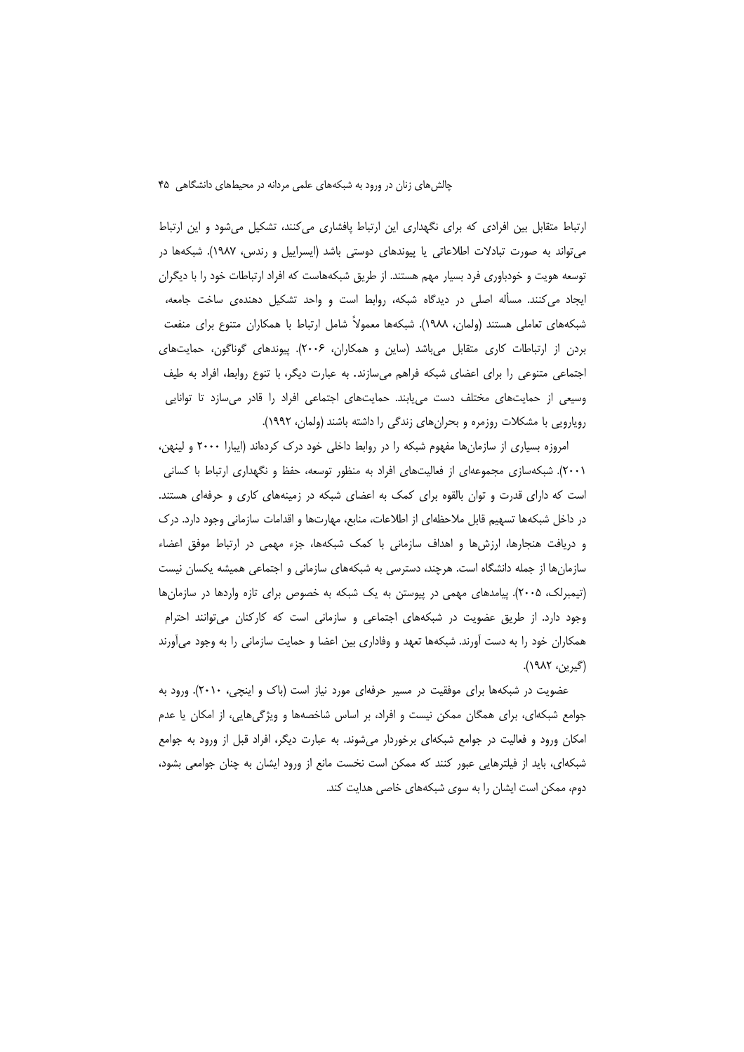ارتباط متقابل بین افرادی که برای نگهداری این ارتباط پافشاری می‌کنند، تشکیل می‌شود و این ارتباط می‌تواند به صورت تبادلات اطلاعاتی یا پیوندهای دوستی باشد (ایسراییل و رندس، ۱۹۸۷). شبکه‌ها در توسعه هویت و خودباوری فرد بسیار مهم هستند. از طریق شبکه‌هاست که افراد ارتباطات خود را با دیگران ایجاد می‌کنند. مسأله اصلی در دیدگاه شبکه، روابط است و واحد تشکیل دهنده‌ی ساخت جامعه، شبکه‌های تعاملی هستند (ولمان، ۱۹۸۸). شبکه‌ها معمولاً شامل ارتباط با همکاران متنوع برای منفعت بردن از ارتباطات کاری متقابل می‌باشد (ساین و همکاران، ۲۰۰۶). پیوندهای گوناگون، حمایت‌های اجتماعی متنوعی را برای اعضای شبکه فراهم می‌سازند. به عبارت دیگر، با تنوع روابط، افراد به طیف وسیعی از حمایت‌های مختلف دست می‌یابند. حمایت‌های اجتماعی افراد را قادر می‌سازد تا توانایی رویارویی با مشکلات روزمره و بحران‌های زندگی را داشته باشند (ولمان، ۱۹۹۲).

امروزه بسیاری از سازمان‌ها مفهوم شبکه را در روابط داخلی خود درک کرده‌اند (ایبارا ۲۰۰۰ و لینهن، ۲۰۰۱). شبکه‌سازی مجموعه‌ای از فعالیت‌های افراد به منظور توسعه، حفظ و نگهداری ارتباط با کسانی است که دارای قدرت و توان بالقوه برای کمک به اعضای شبکه در زمینه‌های کاری و حرفه‌ای هستند. در داخل شبکه‌ها تسهیم قابل ملاحظه‌ای از اطلاعات، منابع، مهارت‌ها و اقدامات سازمانی وجود دارد. درک و دریافت هنجارها، ارزش‌ها و اهداف سازمانی با کمک شبکه‌ها، جزء مهمی در ارتباط موفق اعضاء سازمان‌ها از جمله دانشگاه است. هرچند، دسترسی به شبکه‌های سازمانی و اجتماعی همیشه یکسان نیست (تیمبرلک، ۲۰۰۵). پیامدهای مهمی در پیوستن به یک شبکه به خصوص برای تازه واردها در سازمان‌ها وجود دارد. از طریق عضویت در شبکه‌های اجتماعی و سازمانی است که کارکنان می‌توانند احترام همکاران خود را به دست آورند. شبکه‌ها تعهد و وفاداری بین اعضا و حمایت سازمانی را به وجود می‌آورند (گیرین، ۱۹۸۲).

عضویت در شبکه‌ها برای موفقیت در مسیر حرفه‌ای مورد نیاز است (باک و اینچی، ۲۰۱۰). ورود به جوامع شبکه‌ای، برای همگان ممکن نیست و افراد، بر اساس شاخصه‌ها و ویژگی‌هایی، از امکان یا عدم امکان ورود و فعالیت در جوامع شبکه‌ای برخوردار می‌شوند. به عبارت دیگر، افراد قبل از ورود به جوامع شبکه‌ای، باید از فیلترهایی عبور کنند که ممکن است نخست مانع از ورود ایشان به چنان جوامعی بشود، دوم، ممکن است ایشان را به سوی شبکه‌های خاصی هدایت کند.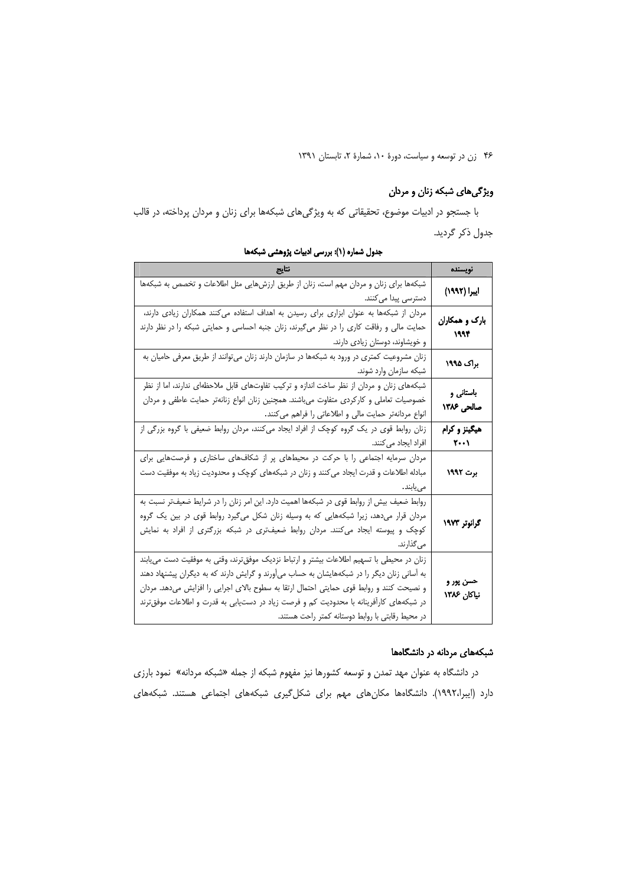## ویژگی‌های شبکه زنان و مردان

با جستجو در ادبیات موضوع، تحقیقاتی که به ویژگی‌های شبکه‌ها برای زنان و مردان پرداخته، در قالب جدول ذکر گردید.

**جدول شماره (۱): بررسی ادبیات پژوهشی شبکه‌ها**

| نویسنده | نتایج |
|---|---|
| **ایبرا (۱۹۹۲)** | شبکه‌ها برای زنان و مردان مهم است، زنان از طریق ارزش‌هایی مثل اطلاعات و تخصص به شبکه‌ها دسترسی پیدا می‌کنند. |
| **پارک و همکاران ۱۹۹۴** | مردان از شبکه‌ها به عنوان ابزاری برای رسیدن به اهداف استفاده می‌کنند همکاران زیادی دارند، حمایت مالی و رفاقت کاری را در نظر می‌گیرند، زنان جنبه احساسی و حمایتی شبکه را در نظر دارند و خویشاوند، دوستان زیادی دارند. |
| **براک ۱۹۹۵** | زنان مشروعیت کمتری در ورود به شبکه‌ها در سازمان دارند زنان می‌توانند از طریق معرفی حامیان به شبکه سازمان وارد شوند. |
| **باستانی و صالحی ۱۳۸۶** | شبکه‌های زنان و مردان از نظر ساخت اندازه و ترکیب تفاوت‌های قابل ملاحظه‌ای ندارند، اما از نظر خصوصیات تعاملی و کارکردی متفاوت می‌باشند. همچنین زنان انواع زنانه‌تر حمایت عاطفی و مردان انواع مردانه‌تر حمایت مالی و اطلاعاتی را فراهم می‌کنند. |
| **هیگینز و کرام ۲۰۰۱** | زنان روابط قوی در یک گروه کوچک از افراد ایجاد می‌کنند، مردان روابط ضعیفی با گروه بزرگی از افراد ایجاد می‌کنند. |
| **برت ۱۹۹۲** | مردان سرمایه اجتماعی را با حرکت در محیط‌های پر از شکاف‌های ساختاری و فرصت‌هایی برای مبادله اطلاعات و قدرت ایجاد می‌کنند و زنان در شبکه‌های کوچک و محدودیت زیاد به موفقیت دست می‌یابند. |
| **گرانوتر ۱۹۷۳** | روابط ضعیف بیش از روابط قوی در شبکه‌ها اهمیت دارد. این امر زنان را در شرایط ضعیف‌تر نسبت به مردان قرار می‌دهد، زیرا شبکه‌هایی که به وسیله زنان شکل می‌گیرد روابط قوی در بین یک گروه کوچک و پیوسته ایجاد می‌کنند. مردان روابط ضعیف‌تری در شبکه بزرگتری از افراد به نمایش می‌گذارند. |
| **حسن پور و نیاکان ۱۳۸۶** | زنان در محیطی با تسهیم اطلاعات بیشتر و ارتباط نزدیک موفق‌ترند، وقتی به موفقیت دست می‌یابند به آسانی زنان دیگر را در شبکه‌هایشان به حساب می‌آورند و گرایش دارند که به دیگران پیشنهاد دهند و نصیحت کنند و روابط قوی حمایتی احتمال ارتقا به سطوح بالای اجرایی را افزایش می‌دهد. مردان در شبکه‌های کارآفرینانه با محدودیت کم و فرصت زیاد در دستیابی به قدرت و اطلاعات موفق‌ترند در محیط رقابتی با روابط دوستانه کمتر راحت هستند. |

## شبکه‌های مردانه در دانشگاه‌ها

در دانشگاه به عنوان مهد تمدن و توسعه کشورها نیز مفهوم شبکه از جمله «شبکه مردانه» نمود بارزی دارد (ایبرا،۱۹۹۲). دانشگاه‌ها مکان‌های مهم برای شکل‌گیری شبکه‌های اجتماعی هستند. شبکه‌های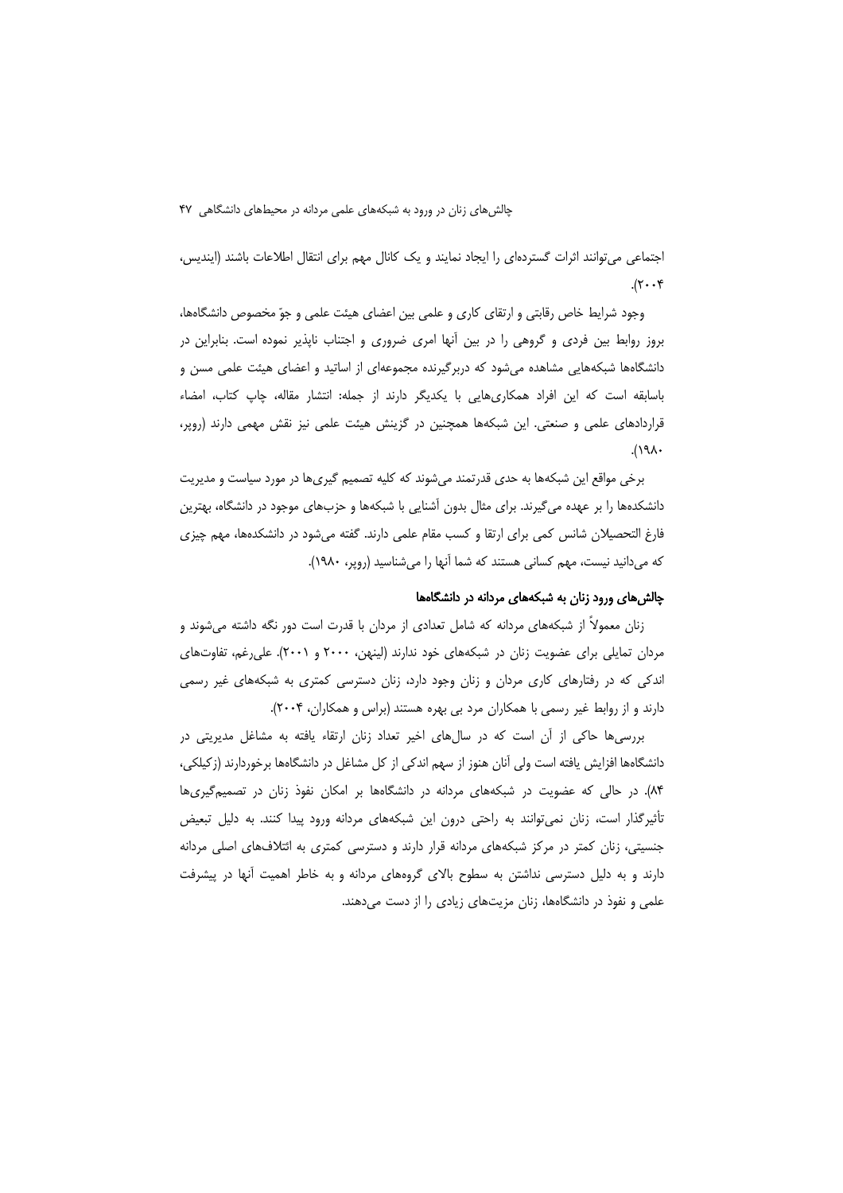اجتماعی می‌توانند اثرات گسترده‌ای را ایجاد نمایند و یک کانال مهم برای انتقال اطلاعات باشند (ایندیس، ۲۰۰۴).

وجود شرایط خاص رقابتی و ارتقای کاری و علمی بین اعضای هیئت علمی و جوّ مخصوص دانشگاه‌ها، بروز روابط بین فردی و گروهی را در بین آنها امری ضروری و اجتناب ناپذیر نموده است. بنابراین در دانشگاه‌ها شبکه‌هایی مشاهده می‌شود که دربرگیرنده مجموعه‌ای از اساتید و اعضای هیئت علمی مسن و باسابقه است که این افراد همکاری‌هایی با یکدیگر دارند از جمله: انتشار مقاله، چاپ کتاب، امضاء قراردادهای علمی و صنعتی. این شبکه‌ها همچنین در گزینش هیئت علمی نیز نقش مهمی دارند (روپر، ۱۹۸۰).

برخی مواقع این شبکه‌ها به حدی قدرتمند می‌شوند که کلیه تصمیم گیری‌ها در مورد سیاست و مدیریت دانشکده‌ها را بر عهده می‌گیرند. برای مثال بدون آشنایی با شبکه‌ها و حزب‌های موجود در دانشگاه، بهترین فارغ التحصیلان شانس کمی برای ارتقا و کسب مقام علمی دارند. گفته می‌شود در دانشکده‌ها، مهم چیزی که می‌دانید نیست، مهم کسانی هستند که شما آنها را می‌شناسید (روپر، ۱۹۸۰).

## چالش‌های ورود زنان به شبکه‌های مردانه در دانشگاه‌ها

زنان معمولاً از شبکه‌های مردانه که شامل تعدادی از مردان با قدرت است دور نگه داشته می‌شوند و مردان تمایلی برای عضویت زنان در شبکه‌های خود ندارند (لینهن، ۲۰۰۰ و ۲۰۰۱). علی‌رغم، تفاوت‌های اندکی که در رفتارهای کاری مردان و زنان وجود دارد، زنان دسترسی کمتری به شبکه‌های غیر رسمی دارند و از روابط غیر رسمی با همکاران مرد بی بهره هستند (براس و همکاران، ۲۰۰۴).

بررسی‌ها حاکی از آن است که در سال‌های اخیر تعداد زنان ارتقاء یافته به مشاغل مدیریتی در دانشگاه‌ها افزایش یافته است ولی آنان هنوز از سهم اندکی از کل مشاغل در دانشگاه‌ها برخوردارند (زکیلکی، ۸۴). در حالی که عضویت در شبکه‌های مردانه در دانشگاه‌ها بر امکان نفوذ زنان در تصمیم‌گیری‌ها تأثیرگذار است، زنان نمی‌توانند به راحتی درون این شبکه‌های مردانه ورود پیدا کنند. به دلیل تبعیض جنسیتی، زنان کمتر در مرکز شبکه‌های مردانه قرار دارند و دسترسی کمتری به ائتلاف‌های اصلی مردانه دارند و به دلیل دسترسی نداشتن به سطوح بالای گروه‌های مردانه و به خاطر اهمیت آنها در پیشرفت علمی و نفوذ در دانشگاه‌ها، زنان مزیت‌های زیادی را از دست می‌دهند.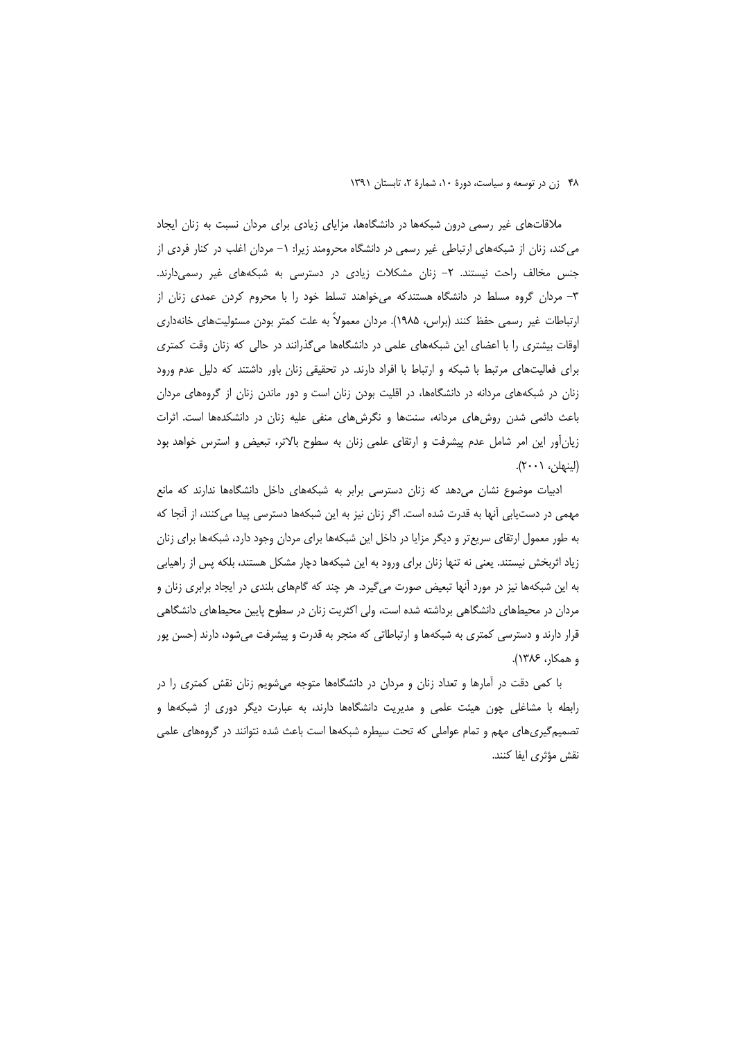ملاقات‌های غیر رسمی درون شبکه‌ها در دانشگاه‌ها، مزایای زیادی برای مردان نسبت به زنان ایجاد می‌کند، زنان از شبکه‌های ارتباطی غیر رسمی در دانشگاه محرومند زیرا: ۱- مردان اغلب در کنار فردی از جنس مخالف راحت نیستند. ۲- زنان مشکلات زیادی در دسترسی به شبکه‌های غیر رسمی‌دارند. ۳- مردان گروه مسلط در دانشگاه هستندکه می‌خواهند تسلط خود را با محروم کردن عمدی زنان از ارتباطات غیر رسمی حفظ کنند (براس، ۱۹۸۵). مردان معمولاً به علت کمتر بودن مسئولیت‌های خانه‌داری اوقات بیشتری را با اعضای این شبکه‌های علمی در دانشگاه‌ها می‌گذرانند در حالی که زنان وقت کمتری برای فعالیت‌های مرتبط با شبکه و ارتباط با افراد دارند. در تحقیقی زنان باور داشتند که دلیل عدم ورود زنان در شبکه‌های مردانه در دانشگاه‌ها، در اقلیت بودن زنان است و دور ماندن زنان از گروه‌های مردان باعث دائمی شدن روش‌های مردانه، سنت‌ها و نگرش‌های منفی علیه زنان در دانشکده‌ها است. اثرات زیان‌آور این امر شامل عدم پیشرفت و ارتقای علمی زنان به سطوح بالاتر، تبعیض و استرس خواهد بود (لینهلن، ۲۰۰۱).

ادبیات موضوع نشان می‌دهد که زنان دسترسی برابر به شبکه‌های داخل دانشگاه‌ها ندارند که مانع مهمی در دست‌یابی آنها به قدرت شده است. اگر زنان نیز به این شبکه‌ها دسترسی پیدا می‌کنند، از آنجا که به طور معمول ارتقای سریع‌تر و دیگر مزایا در داخل این شبکه‌ها برای مردان وجود دارد، شبکه‌ها برای زنان زیاد اثربخش نیستند. یعنی نه تنها زنان برای ورود به این شبکه‌ها دچار مشکل هستند، بلکه پس از راهیابی به این شبکه‌ها نیز در مورد آنها تبعیض صورت می‌گیرد. هر چند که گام‌های بلندی در ایجاد برابری زنان و مردان در محیط‌های دانشگاهی برداشته شده است، ولی اکثریت زنان در سطوح پایین محیط‌های دانشگاهی قرار دارند و دسترسی کمتری به شبکه‌ها و ارتباطاتی که منجر به قدرت و پیشرفت می‌شود، دارند (حسن پور و همکار، ۱۳۸۶).

با کمی دقت در آمارها و تعداد زنان و مردان در دانشگاه‌ها متوجه می‌شویم زنان نقش کمتری را در رابطه با مشاغلی چون هیئت علمی و مدیریت دانشگاه‌ها دارند، به عبارت دیگر دوری از شبکه‌ها و تصمیم‌گیری‌های مهم و تمام عواملی که تحت سیطره شبکه‌ها است باعث شده نتوانند در گروه‌های علمی نقش مؤثری ایفا کنند.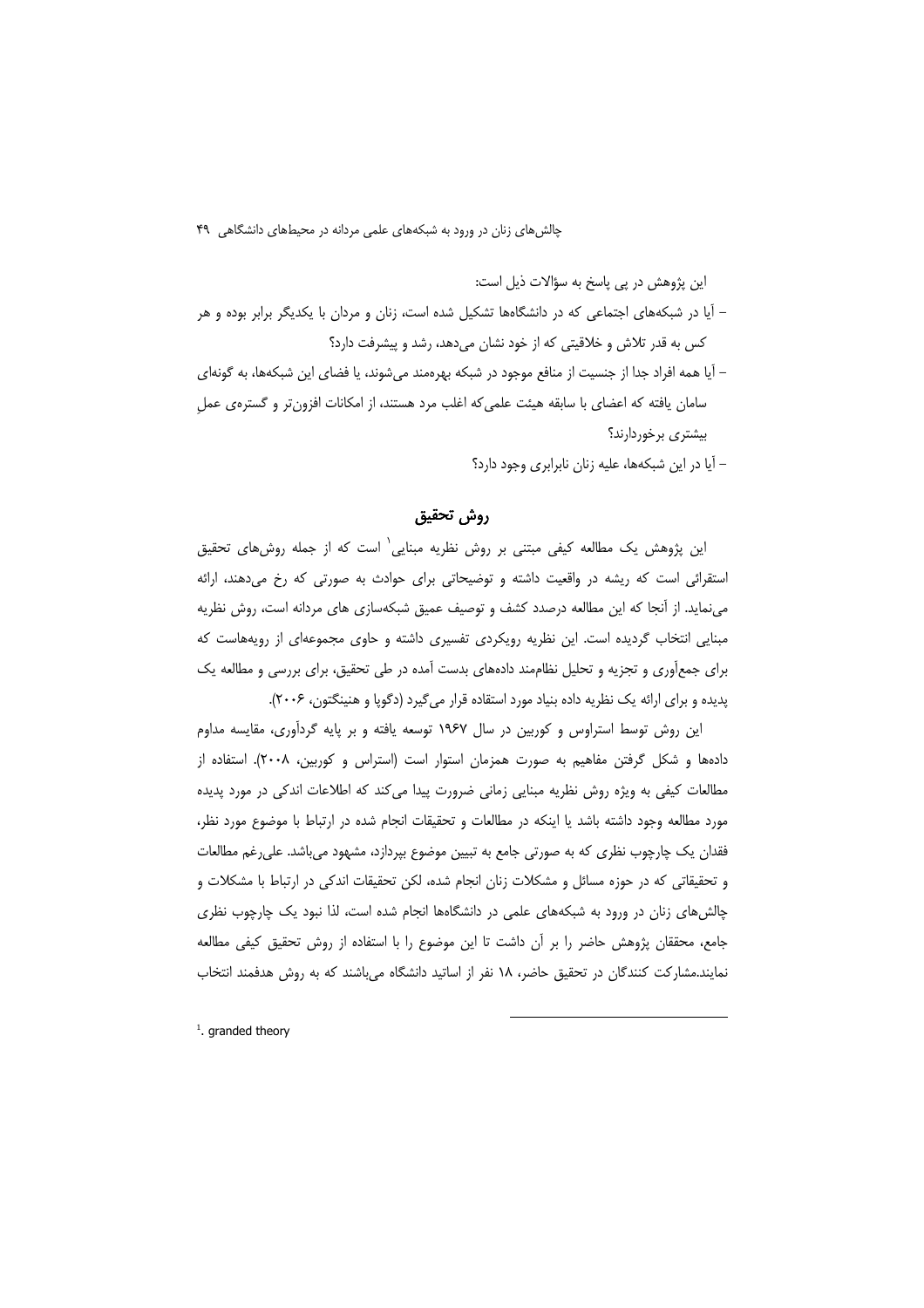این پژوهش در پی پاسخ به سؤالات ذیل است:

– آیا در شبکه‌های اجتماعی که در دانشگاه‌ها تشکیل شده است، زنان و مردان با یکدیگر برابر بوده و هر کس به قدر تلاش و خلاقیتی که از خود نشان می‌دهد، رشد و پیشرفت دارد؟

– آیا همه افراد جدا از جنسیت از منافع موجود در شبکه بهره‌مند می‌شوند، یا فضای این شبکه‌ها، به گونه‌ای سامان یافته که اعضای با سابقه هیئت علمی‌که اغلب مرد هستند، از امکانات افزون‌تر و گستره‌ی عملِ بیشتری برخوردارند؟

– آیا در این شبکه‌ها، علیه زنان نابرابری وجود دارد؟

## روش تحقیق

این پژوهش یک مطالعه کیفی مبتنی بر روش نظریه مبنایی[1] است که از جمله روش‌های تحقیق استقرائی است که ریشه در واقعیت داشته و توضیحاتی برای حوادث به صورتی که رخ می‌دهند، ارائه می‌نماید. از آنجا که این مطالعه درصدد کشف و توصیف عمیق شبکه‌سازی های مردانه است، روش نظریه مبنایی انتخاب گردیده است. این نظریه رویکردی تفسیری داشته و حاوی مجموعه‌ای از رویه‌هاست که برای جمع‌آوری و تجزیه و تحلیل نظام‌مند داده‌های بدست آمده در طی تحقیق، برای بررسی و مطالعه یک پدیده و برای ارائه یک نظریه داده بنیاد مورد استفاده قرار می‌گیرد (دگوپا و هنینگتون، ۲۰۰۶).

این روش توسط استراوس و کوربین در سال ۱۹۶۷ توسعه یافته و بر پایه گردآوری، مقایسه مداوم داده‌ها و شکل گرفتن مفاهیم به صورت همزمان استوار است (استراس و کوربین، ۲۰۰۸). استفاده از مطالعات کیفی به ویژه روش نظریه مبنایی زمانی ضرورت پیدا می‌کند که اطلاعات اندکی در مورد پدیده مورد مطالعه وجود داشته باشد یا اینکه در مطالعات و تحقیقات انجام شده در ارتباط با موضوع مورد نظر، فقدان یک چارچوب نظری که به صورتی جامع به تبیین موضوع بپردازد، مشهود می‌باشد. علی‌رغم مطالعات و تحقیقاتی که در حوزه مسائل و مشکلات زنان انجام شده، لکن تحقیقات اندکی در ارتباط با مشکلات و چالش‌های زنان در ورود به شبکه‌های علمی در دانشگاه‌ها انجام شده است، لذا نبود یک چارچوب نظری جامع، محققان پژوهش حاضر را بر آن داشت تا این موضوع را با استفاده از روش تحقیق کیفی مطالعه نمایند.مشارکت کنندگان در تحقیق حاضر، ۱۸ نفر از اساتید دانشگاه می‌باشند که به روش هدفمند انتخاب

---

[1]. granded theory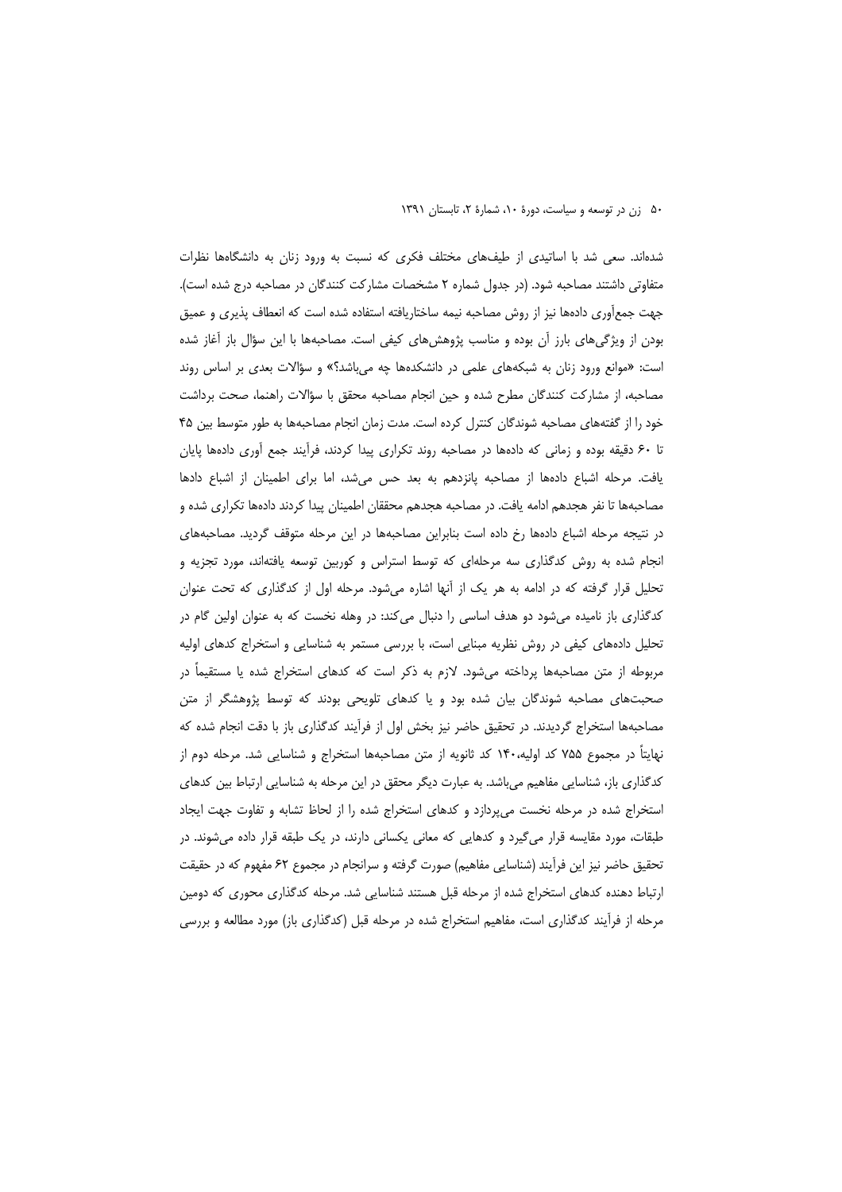شده‌اند. سعی شد با اساتیدی از طیف‌های مختلف فکری که نسبت به ورود زنان به دانشگاه‌ها نظرات متفاوتی داشتند مصاحبه شود. (در جدول شماره ۲ مشخصات مشارکت کنندگان در مصاحبه درج شده است). جهت جمع‌آوری داده‌ها نیز از روش مصاحبه نیمه ساختاریافته استفاده شده است که انعطاف پذیری و عمیق بودن از ویژگی‌های بارز آن بوده و مناسب پژوهش‌های کیفی است. مصاحبه‌ها با این سؤال باز آغاز شده است: «موانع ورود زنان به شبکه‌های علمی در دانشکده‌ها چه می‌باشد؟» و سؤالات بعدی بر اساس روند مصاحبه، از مشارکت کنندگان مطرح شده و حین انجام مصاحبه محقق با سؤالات راهنما، صحت برداشت خود را از گفته‌های مصاحبه شوندگان کنترل کرده است. مدت زمان انجام مصاحبه‌ها به طور متوسط بین ۴۵ تا ۶۰ دقیقه بوده و زمانی که داده‌ها در مصاحبه روند تکراری پیدا کردند، فرآیند جمع آوری داده‌ها پایان یافت. مرحله اشباع داده‌ها از مصاحبه پانزدهم به بعد حس می‌شد، اما برای اطمینان از اشباع دادها مصاحبه‌ها تا نفر هجدهم ادامه یافت. در مصاحبه هجدهم محققان اطمینان پیدا کردند داده‌ها تکراری شده و در نتیجه مرحله اشباع داده‌ها رخ داده است بنابراین مصاحبه‌ها در این مرحله متوقف گردید. مصاحبه‌های انجام شده به روش کدگذاری سه مرحله‌ای که توسط استراس و کوربین توسعه یافته‌اند، مورد تجزیه و تحلیل قرار گرفته که در ادامه به هر یک از آنها اشاره می‌شود. مرحله اول از کدگذاری که تحت عنوان کدگذاری باز نامیده می‌شود دو هدف اساسی را دنبال می‌کند: در وهله نخست که به عنوان اولین گام در تحلیل داده‌های کیفی در روش نظریه مبنایی است، با بررسی مستمر به شناسایی و استخراج کدهای اولیه مربوطه از متن مصاحبه‌ها پرداخته می‌شود. لازم به ذکر است که کدهای استخراج شده یا مستقیماً در صحبت‌های مصاحبه شوندگان بیان شده بود و یا کدهای تلویحی بودند که توسط پژوهشگر از متن مصاحبه‌ها استخراج گردیدند. در تحقیق حاضر نیز بخش اول از فرآیند کدگذاری باز با دقت انجام شده که نهایتاً در مجموع ۷۵۵ کد اولیه،۱۴۰ کد ثانویه از متن مصاحبه‌ها استخراج و شناسایی شد. مرحله دوم از کدگذاری باز، شناسایی مفاهیم می‌باشد. به عبارت دیگر محقق در این مرحله به شناسایی ارتباط بین کدهای استخراج شده در مرحله نخست می‌پردازد و کدهای استخراج شده را از لحاظ تشابه و تفاوت جهت ایجاد طبقات، مورد مقایسه قرار می‌گیرد و کدهایی که معانی یکسانی دارند، در یک طبقه قرار داده می‌شوند. در تحقیق حاضر نیز این فرآیند (شناسایی مفاهیم) صورت گرفته و سرانجام در مجموع ۶۲ مفهوم که در حقیقت ارتباط دهنده کدهای استخراج شده از مرحله قبل هستند شناسایی شد. مرحله کدگذاری محوری که دومین مرحله از فرآیند کدگذاری است، مفاهیم استخراج شده در مرحله قبل (کدگذاری باز) مورد مطالعه و بررسی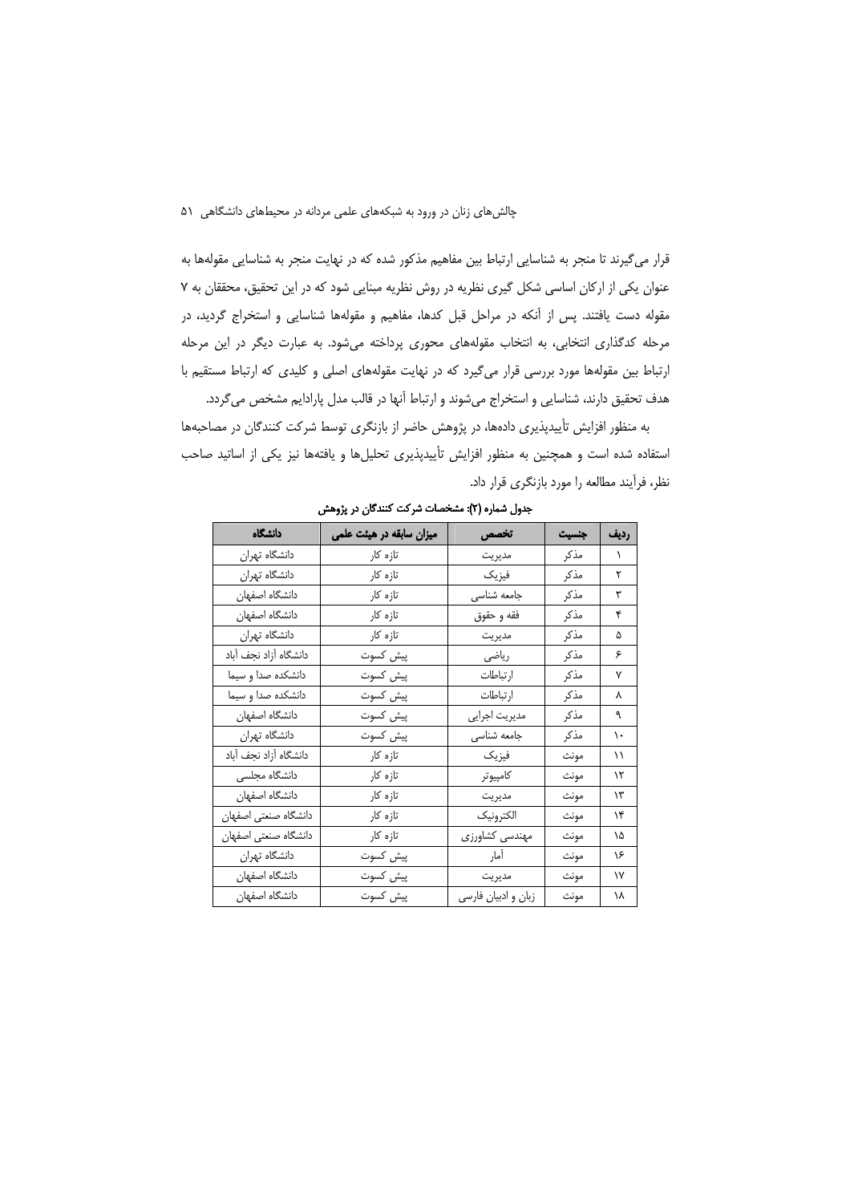قرار می‌گیرند تا منجر به شناسایی ارتباط بین مفاهیم مذکور شده که در نهایت منجر به شناسایی مقوله‌ها به عنوان یکی از ارکان اساسی شکل گیری نظریه در روش نظریه مبنایی شود که در این تحقیق، محققان به ۷ مقوله دست یافتند. پس از آنکه در مراحل قبل کدها، مفاهیم و مقوله‌ها شناسایی و استخراج گردید، در مرحله کدگذاری انتخابی، به انتخاب مقوله‌های محوری پرداخته می‌شود. به عبارت دیگر در این مرحله ارتباط بین مقوله‌ها مورد بررسی قرار می‌گیرد که در نهایت مقوله‌های اصلی و کلیدی که ارتباط مستقیم با هدف تحقیق دارند، شناسایی و استخراج می‌شوند و ارتباط آنها در قالب مدل پارادایم مشخص می‌گردد.

به منظور افزایش تأییدپذیری داده‌ها، در پژوهش حاضر از بازنگری توسط شرکت کنندگان در مصاحبه‌ها استفاده شده است و همچنین به منظور افزایش تأییدپذیری تحلیل‌ها و یافته‌ها نیز یکی از اساتید صاحب نظر، فرآیند مطالعه را مورد بازنگری قرار داد.

**جدول شماره (۲): مشخصات شرکت کنندگان در پژوهش**

| ردیف | جنسیت | تخصص | میزان سابقه در هیئت علمی | دانشگاه |
|---|---|---|---|---|
| ۱ | مذکر | مدیریت | تازه کار | دانشگاه تهران |
| ۲ | مذکر | فیزیک | تازه کار | دانشگاه تهران |
| ۳ | مذکر | جامعه شناسی | تازه کار | دانشگاه اصفهان |
| ۴ | مذکر | فقه و حقوق | تازه کار | دانشگاه اصفهان |
| ۵ | مذکر | مدیریت | تازه کار | دانشگاه تهران |
| ۶ | مذکر | ریاضی | پیش کسوت | دانشگاه آزاد نجف آباد |
| ۷ | مذکر | ارتباطات | پیش کسوت | دانشکده صدا و سیما |
| ۸ | مذکر | ارتباطات | پیش کسوت | دانشکده صدا و سیما |
| ۹ | مذکر | مدیریت اجرایی | پیش کسوت | دانشگاه اصفهان |
| ۱۰ | مذکر | جامعه شناسی | پیش کسوت | دانشگاه تهران |
| ۱۱ | مونث | فیزیک | تازه کار | دانشگاه آزاد نجف آباد |
| ۱۲ | مونث | کامپیوتر | تازه کار | دانشگاه مجلسی |
| ۱۳ | مونث | مدیریت | تازه کار | دانشگاه اصفهان |
| ۱۴ | مونث | الکترونیک | تازه کار | دانشگاه صنعتی اصفهان |
| ۱۵ | مونث | مهندسی کشاورزی | تازه کار | دانشگاه صنعتی اصفهان |
| ۱۶ | مونث | آمار | پیش کسوت | دانشگاه تهران |
| ۱۷ | مونث | مدیریت | پیش کسوت | دانشگاه اصفهان |
| ۱۸ | مونث | زبان و ادبیان فارسی | پیش کسوت | دانشگاه اصفهان |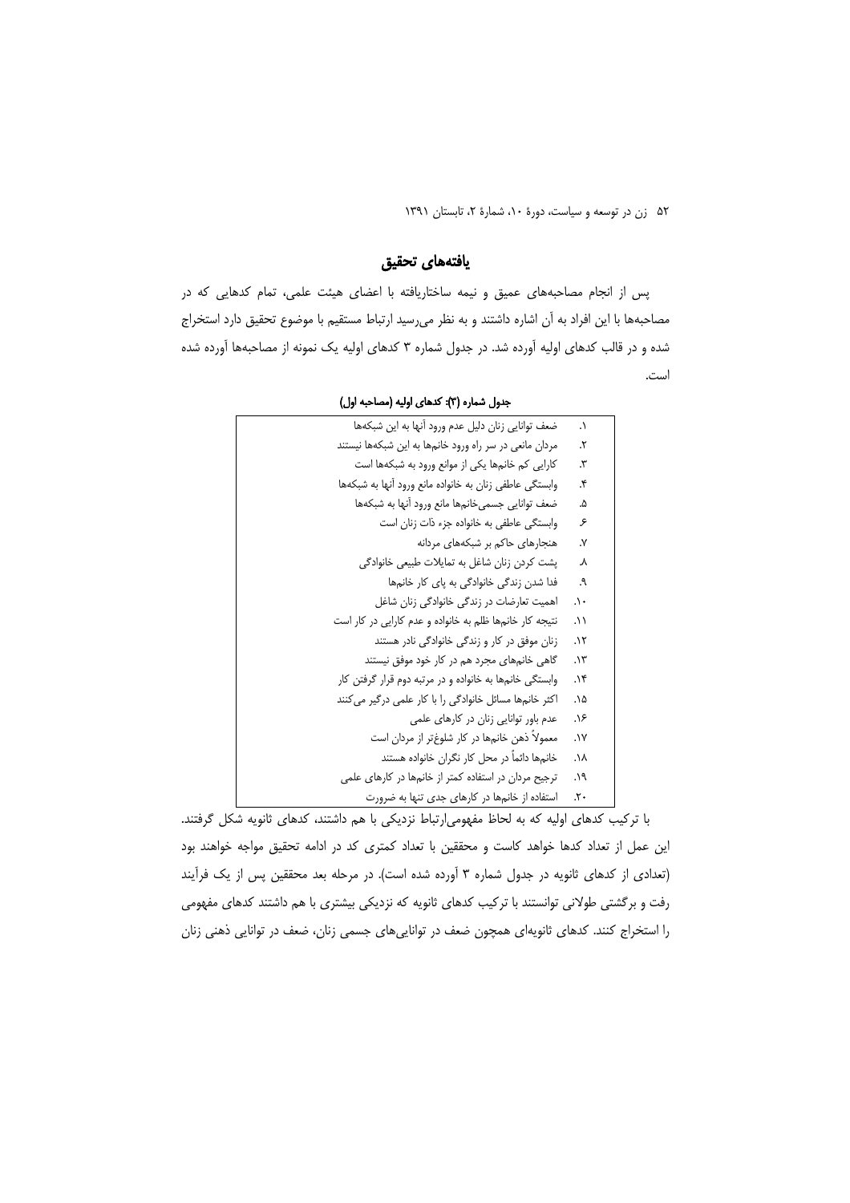## یافته‌های تحقیق

پس از انجام مصاحبه‌های عمیق و نیمه ساختاریافته با اعضای هیئت علمی، تمام کدهایی که در مصاحبه‌ها با این افراد به آن اشاره داشتند و به نظر می‌رسید ارتباط مستقیم با موضوع تحقیق دارد استخراج شده و در قالب کدهای اولیه آورده شد. در جدول شماره ۳ کدهای اولیه یک نمونه از مصاحبه‌ها آورده شده است.

**جدول شماره (۳): کدهای اولیه (مصاحبه اول)**

| | |
|---|---|
| ۱. | ضعف توانایی زنان دلیل عدم ورود آنها به این شبکه‌ها |
| ۲. | مردان مانعی در سر راه ورود خانم‌ها به این شبکه‌ها نیستند |
| ۳. | کارایی کم خانم‌ها یکی از موانع ورود به شبکه‌ها است |
| ۴. | وابستگی عاطفی زنان به خانواده مانع ورود آنها به شبکه‌ها |
| ۵. | ضعف توانایی جسمی‌خانم‌ها مانع ورود آنها به شبکه‌ها |
| ۶. | وابستگی عاطفی به خانواده جزء ذات زنان است |
| ۷. | هنجارهای حاکم بر شبکه‌های مردانه |
| ۸. | پشت کردن زنان شاغل به تمایلات طبیعی خانوادگی |
| ۹. | فدا شدن زندگی خانوادگی به پای کار خانم‌ها |
| ۱۰. | اهمیت تعارضات در زندگی خانوادگی زنان شاغل |
| ۱۱. | نتیجه کار خانم‌ها ظلم به خانواده و عدم کارایی در کار است |
| ۱۲. | زنان موفق در کار و زندگی خانوادگی نادر هستند |
| ۱۳. | گاهی خانم‌های مجرد هم در کار خود موفق نیستند |
| ۱۴. | وابستگی خانم‌ها به خانواده و در مرتبه دوم قرار گرفتن کار |
| ۱۵. | اکثر خانم‌ها مسائل خانوادگی را با کار علمی درگیر می‌کنند |
| ۱۶. | عدم باور توانایی زنان در کارهای علمی |
| ۱۷. | معمولاً ذهن خانم‌ها در کار شلوغ‌تر از مردان است |
| ۱۸. | خانم‌ها دائماً در محل کار نگران خانواده هستند |
| ۱۹. | ترجیح مردان در استفاده کمتر از خانم‌ها در کارهای علمی |
| ۲۰. | استفاده از خانم‌ها در کارهای جدی تنها به ضرورت |

با ترکیب کدهای اولیه که به لحاظ مفهومی‌ارتباط نزدیکی با هم داشتند، کدهای ثانویه شکل گرفتند. این عمل از تعداد کدها خواهد کاست و محققین با تعداد کمتری کد در ادامه تحقیق مواجه خواهند بود (تعدادی از کدهای ثانویه در جدول شماره ۳ آورده شده است). در مرحله بعد محققین پس از یک فرآیند رفت و برگشتی طولانی توانستند با ترکیب کدهای ثانویه که نزدیکی بیشتری با هم داشتند کدهای مفهومی را استخراج کنند. کدهای ثانویه‌ای همچون ضعف در توانایی‌های جسمی زنان، ضعف در توانایی ذهنی زنان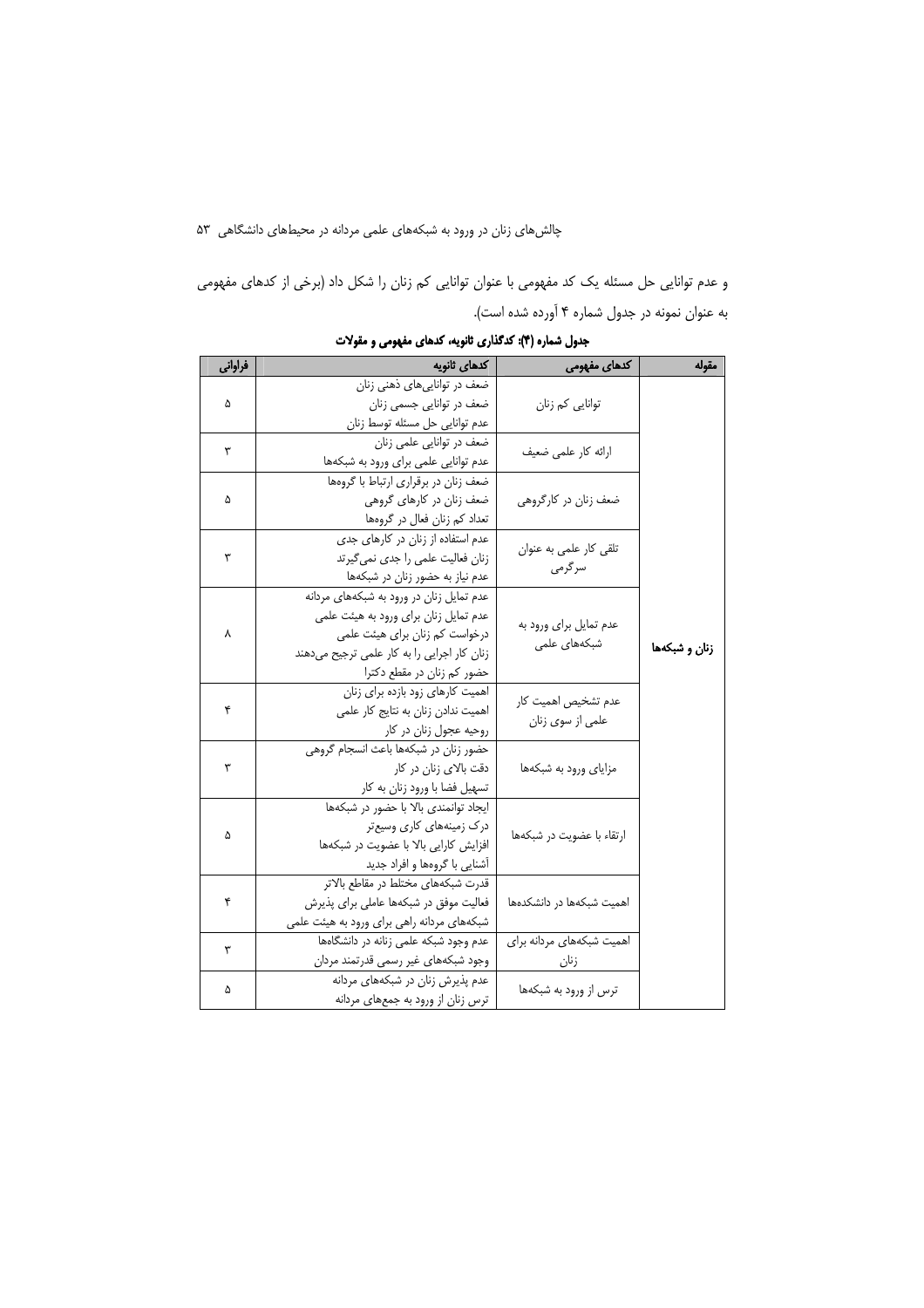و عدم توانایی حل مسئله یک کد مفهومی با عنوان توانایی کم زنان را شکل داد (برخی از کدهای مفهومی به عنوان نمونه در جدول شماره ۴ آورده شده است).

**جدول شماره (۴): کدگذاری ثانویه، کدهای مفهومی و مقولات**

| مقوله | کدهای مفهومی | کدهای ثانویه | فراوانی |
|---|---|---|---|
| زنان و شبکه‌ها | توانایی کم زنان | ضعف در توانایی‌های ذهنی زنان<br>ضعف در توانایی جسمی زنان<br>عدم توانایی حل مسئله توسط زنان | ۵ |
| | ارائه کار علمی ضعیف | ضعف در توانایی علمی زنان<br>عدم توانایی علمی برای ورود به شبکه‌ها | ۳ |
| | ضعف زنان در کارگروهی | ضعف زنان در برقراری ارتباط با گروه‌ها<br>ضعف زنان در کارهای گروهی<br>تعداد کم زنان فعال در گروه‌ها | ۵ |
| | تلقی کار علمی به عنوان سرگرمی | عدم استفاده از زنان در کارهای جدی<br>زنان فعالیت علمی را جدی نمی‌گیرند<br>عدم نیاز به حضور زنان در شبکه‌ها | ۳ |
| | عدم تمایل برای ورود به شبکه‌های علمی | عدم تمایل زنان در ورود به شبکه‌های مردانه<br>عدم تمایل زنان برای ورود به هیئت علمی<br>درخواست کم زنان برای هیئت علمی<br>زنان کار اجرایی را به کار علمی ترجیح می‌دهند<br>حضور کم زنان در مقطع دکترا | ۸ |
| | عدم تشخیص اهمیت کار علمی از سوی زنان | اهمیت کارهای زود بازده برای زنان<br>اهمیت ندادن زنان به نتایج کار علمی<br>روحیه عجول زنان در کار | ۴ |
| | مزایای ورود به شبکه‌ها | حضور زنان در شبکه‌ها باعث انسجام گروهی<br>دقت بالای زنان در کار<br>تسهیل فضا با ورود زنان به کار | ۳ |
| | ارتقاء با عضویت در شبکه‌ها | ایجاد توانمندی بالا با حضور در شبکه‌ها<br>درک زمینه‌های کاری وسیع‌تر<br>افزایش کارایی بالا با عضویت در شبکه‌ها<br>آشنایی با گروه‌ها و افراد جدید | ۵ |
| | اهمیت شبکه‌ها در دانشکده‌ها | قدرت شبکه‌های مختلط در مقاطع بالاتر<br>فعالیت موفق در شبکه‌ها عاملی برای پذیرش<br>شبکه‌های مردانه راهی برای ورود به هیئت علمی | ۴ |
| | اهمیت شبکه‌های مردانه برای زنان | عدم وجود شبکه علمی زنانه در دانشگاه‌ها<br>وجود شبکه‌های غیر رسمی قدرتمند مردان | ۳ |
| | ترس از ورود به شبکه‌ها | عدم پذیرش زنان در شبکه‌های مردانه<br>ترس زنان از ورود به جمع‌های مردانه | ۵ |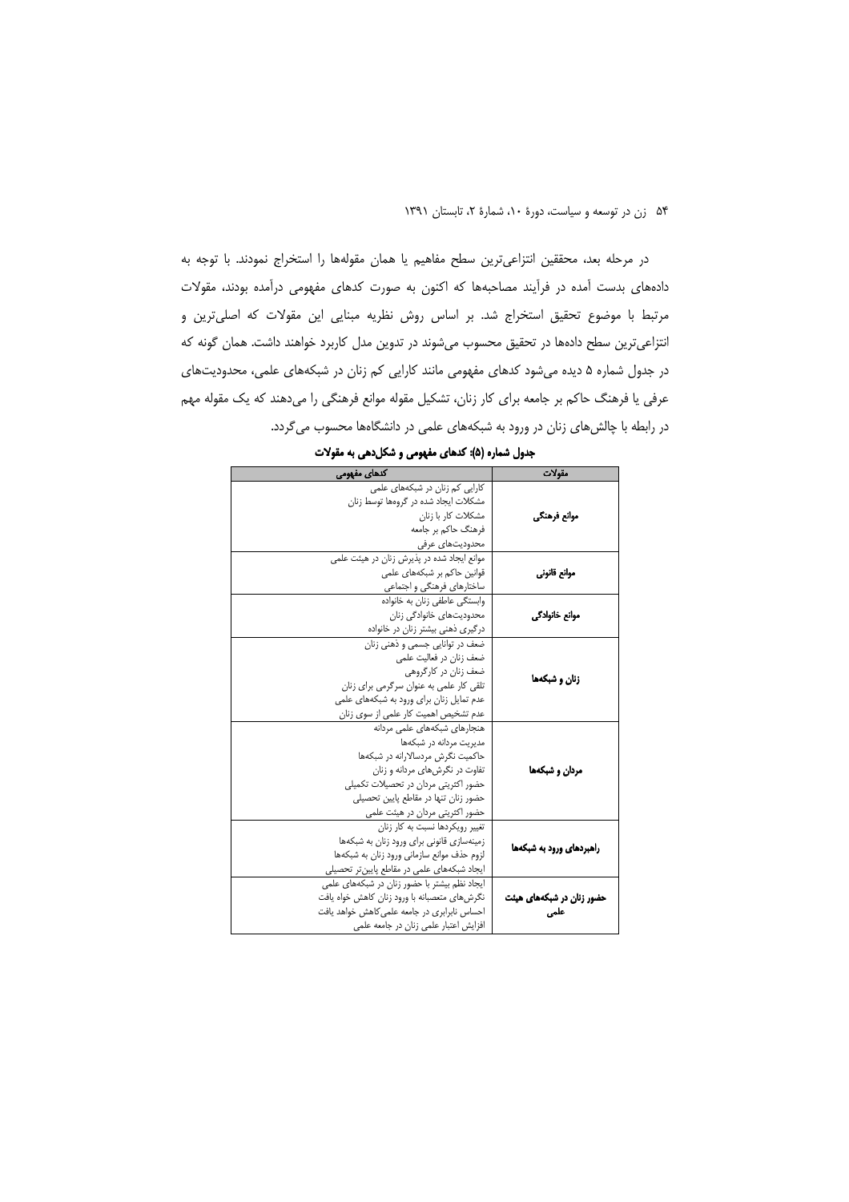در مرحله بعد، محققین انتزاعی‌ترین سطح مفاهیم یا همان مقوله‌ها را استخراج نمودند. با توجه به داده‌های بدست آمده در فرآیند مصاحبه‌ها که اکنون به صورت کدهای مفهومی درآمده بودند، مقولات مرتبط با موضوع تحقیق استخراج شد. بر اساس روش نظریه مبنایی این مقولات که اصلی‌ترین و انتزاعی‌ترین سطح داده‌ها در تحقیق محسوب می‌شوند در تدوین مدل کاربرد خواهند داشت. همان گونه که در جدول شماره ۵ دیده می‌شود کدهای مفهومی مانند کارایی کم زنان در شبکه‌های علمی، محدودیت‌های عرفی یا فرهنگ حاکم بر جامعه برای کار زنان، تشکیل مقوله موانع فرهنگی را می‌دهند که یک مقوله مهم در رابطه با چالش‌های زنان در ورود به شبکه‌های علمی در دانشگاه‌ها محسوب می‌گردد.

**جدول شماره (۵): کدهای مفهومی و شکل‌دهی به مقولات**

| مقولات | کدهای مفهومی |
|---|---|
| **موانع فرهنگی** | کارایی کم زنان در شبکه‌های علمی<br>مشکلات ایجاد شده در گروه‌ها توسط زنان<br>مشکلات کار با زنان<br>فرهنگ حاکم بر جامعه<br>محدودیت‌های عرفی |
| **موانع قانونی** | موانع ایجاد شده در پذیرش زنان در هیئت علمی<br>قوانین حاکم بر شبکه‌های علمی<br>ساختارهای فرهنگی و اجتماعی |
| **موانع خانوادگی** | وابستگی عاطفی زنان به خانواده<br>محدودیت‌های خانوادگی زنان<br>درگیری ذهنی بیشتر زنان در خانواده |
| **زنان و شبکه‌ها** | ضعف در توانایی جسمی و ذهنی زنان<br>ضعف زنان در فعالیت علمی<br>ضعف زنان در کارگروهی<br>تلقی کار علمی به عنوان سرگرمی برای زنان<br>عدم تمایل زنان برای ورود به شبکه‌های علمی<br>عدم تشخیص اهمیت کار علمی از سوی زنان |
| **مردان و شبکه‌ها** | هنجارهای شبکه‌های علمی مردانه<br>مدیریت مردانه در شبکه‌ها<br>حاکمیت نگرش مردسالارانه در شبکه‌ها<br>تفاوت در نگرش‌های مردانه و زنان<br>حضور اکثریتی مردان در تحصیلات تکمیلی<br>حضور زنان تنها در مقاطع پایین تحصیلی<br>حضور اکثریتی مردان در هیئت علمی |
| **راهبردهای ورود به شبکه‌ها** | تغییر رویکردها نسبت به کار زنان<br>زمینه‌سازی قانونی برای ورود زنان به شبکه‌ها<br>لزوم حذف موانع سازمانی ورود زنان به شبکه‌ها<br>ایجاد شبکه‌های علمی در مقاطع پایین‌تر تحصیلی |
| **حضور زنان در شبکه‌های هیئت علمی** | ایجاد نظم بیشتر با حضور زنان در شبکه‌های علمی<br>نگرش‌های متعصبانه با ورود زنان کاهش خواه یافت<br>احساس نابرابری در جامعه علمی‌کاهش خواهد یافت<br>افزایش اعتبار علمی زنان در جامعه علمی |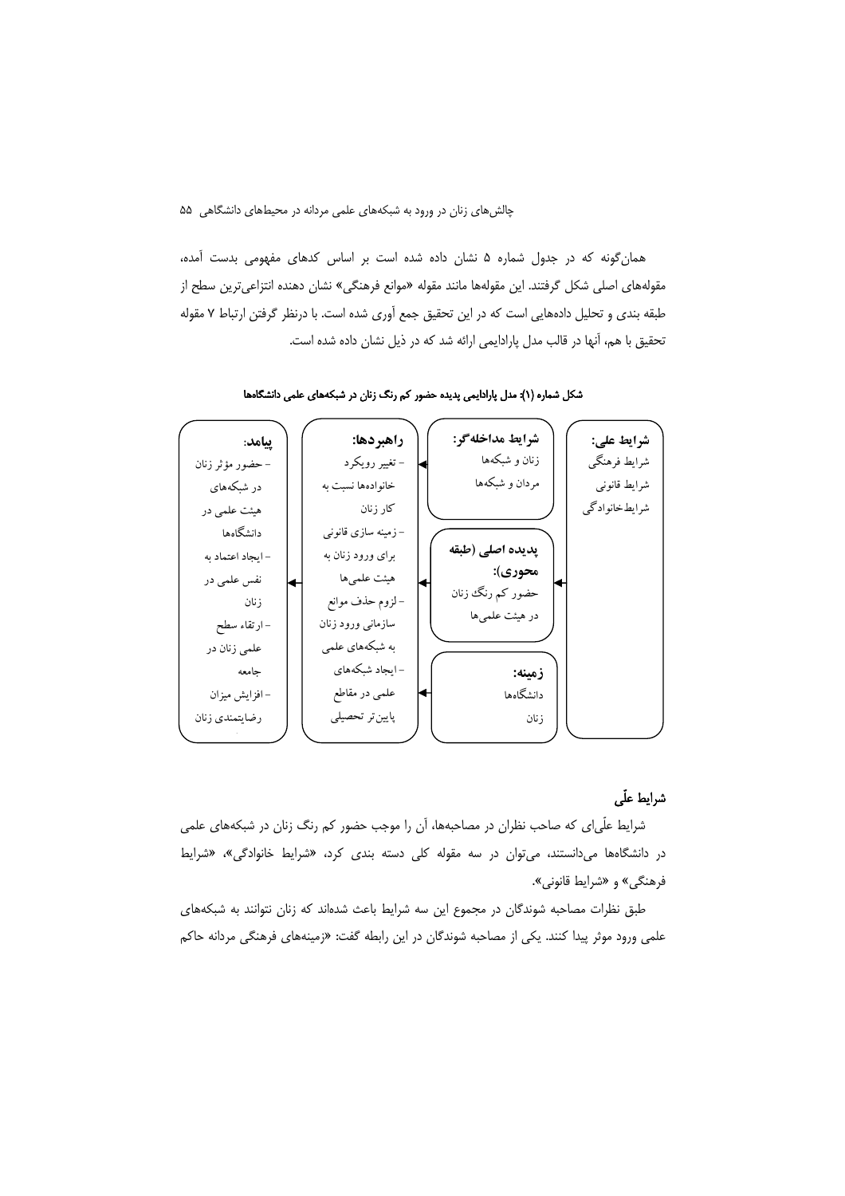همان‌گونه که در جدول شماره ۵ نشان داده شده است بر اساس کدهای مفهومی بدست آمده، مقوله‌های اصلی شکل گرفتند. این مقوله‌ها مانند مقوله «موانع فرهنگی» نشان دهنده انتزاعی‌ترین سطح از طبقه بندی و تحلیل داده‌هایی است که در این تحقیق جمع آوری شده است. با درنظر گرفتن ارتباط ۷ مقوله تحقیق با هم، آنها در قالب مدل پارادایمی ارائه شد که در ذیل نشان داده شده است.

**شکل شماره (۱): مدل پارادایمی پدیده حضور کم رنگ زنان در شبکه‌های علمی دانشگاه‌ها**

**شرایط علی:**
شرایط فرهنگی
شرایط قانونی
شرایط خانوادگی

**شرایط مداخله‌گر:**
زنان و شبکه‌ها
مردان و شبکه‌ها

**پدیده اصلی (طبقه محوری):**
حضور کم رنگ زنان در هیئت علمی‌ها

**زمینه:**
دانشگاه‌ها
زنان

**راهبردها:**
- تغییر رویکرد خانواده‌ها نسبت به کار زنان
- زمینه سازی قانونی برای ورود زنان به هیئت علمی‌ها
- لزوم حذف موانع سازمانی ورود زنان به شبکه‌های علمی
- ایجاد شبکه‌های علمی در مقاطع پایین‌تر تحصیلی

**پیامد:**
- حضور مؤثر زنان در شبکه‌های هیئت علمی در دانشگاه‌ها
- ایجاد اعتماد به نفس علمی در زنان
- ارتقاء سطح علمی زنان در جامعه
- افزایش میزان رضایتمندی زنان

## شرایط علّی

شرایط علّی‌ای که صاحب نظران در مصاحبه‌ها، آن را موجب حضور کم رنگ زنان در شبکه‌های علمی در دانشگاه‌ها می‌دانستند، می‌توان در سه مقوله کلی دسته بندی کرد، «شرایط خانوادگی»، «شرایط فرهنگی» و «شرایط قانونی».

طبق نظرات مصاحبه شوندگان در مجموع این سه شرایط باعث شده‌اند که زنان نتوانند به شبکه‌های علمی ورود موثر پیدا کنند. یکی از مصاحبه شوندگان در این رابطه گفت: «زمینه‌های فرهنگی مردانه حاکم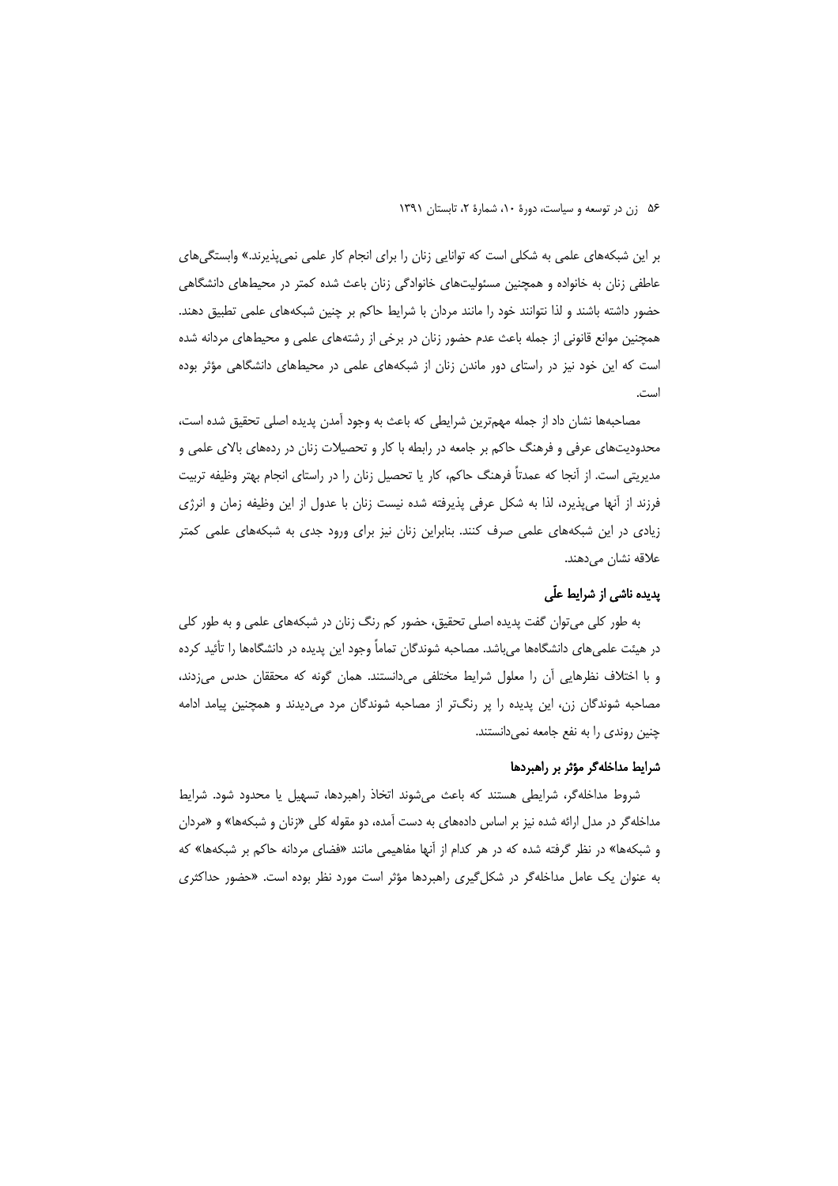بر این شبکه‌های علمی به شکلی است که توانایی زنان را برای انجام کار علمی نمی‌پذیرند.» وابستگی‌های عاطفی زنان به خانواده و همچنین مسئولیت‌های خانوادگی زنان باعث شده کمتر در محیطهای دانشگاهی حضور داشته باشند و لذا نتوانند خود را مانند مردان با شرایط حاکم بر چنین شبکه‌های علمی تطبیق دهند. همچنین موانع قانونی از جمله باعث عدم حضور زنان در برخی از رشته‌های علمی و محیطهای مردانه شده است که این خود نیز در راستای دور ماندن زنان از شبکه‌های علمی در محیطهای دانشگاهی مؤثر بوده است.

مصاحبه‌ها نشان داد از جمله مهم‌ترین شرایطی که باعث به وجود آمدن پدیده اصلی تحقیق شده است، محدودیت‌های عرفی و فرهنگ حاکم بر جامعه در رابطه با کار و تحصیلات زنان در رده‌های بالای علمی و مدیریتی است. از آنجا که عمدتاً فرهنگ حاکم، کار یا تحصیل زنان را در راستای انجام بهتر وظیفه تربیت فرزند از آنها می‌پذیرد، لذا به شکل عرفی پذیرفته شده نیست زنان با عدول از این وظیفه زمان و انرژی زیادی در این شبکه‌های علمی صرف کنند. بنابراین زنان نیز برای ورود جدی به شبکه‌های علمی کمتر علاقه نشان می‌دهند.

### پدیده ناشی از شرایط علّی

به طور کلی می‌توان گفت پدیده اصلی تحقیق، حضور کم رنگ زنان در شبکه‌های علمی و به طور کلی در هیئت علمی‌های دانشگاهها می‌باشد. مصاحبه شوندگان تماماً وجود این پدیده در دانشگاهها را تأئید کرده و با اختلاف نظرهایی آن را معلول شرایط مختلفی می‌دانستند. همان گونه که محققان حدس می‌زدند، مصاحبه شوندگان زن، این پدیده را پر رنگ‌تر از مصاحبه شوندگان مرد می‌دیدند و همچنین پیامد ادامه چنین روندی را به نفع جامعه نمی‌دانستند.

### شرایط مداخله‌گر مؤثر بر راهبردها

شروط مداخله‌گر، شرایطی هستند که باعث می‌شوند اتخاذ راهبردها، تسهیل یا محدود شود. شرایط مداخله‌گر در مدل ارائه شده نیز بر اساس داده‌های به دست آمده، دو مقوله کلی «زنان و شبکه‌ها» و «مردان و شبکه‌ها» در نظر گرفته شده که در هر کدام از آنها مفاهیمی مانند «فضای مردانه حاکم بر شبکه‌ها» که به عنوان یک عامل مداخله‌گر در شکل‌گیری راهبردها مؤثر است مورد نظر بوده است. «حضور حداکثری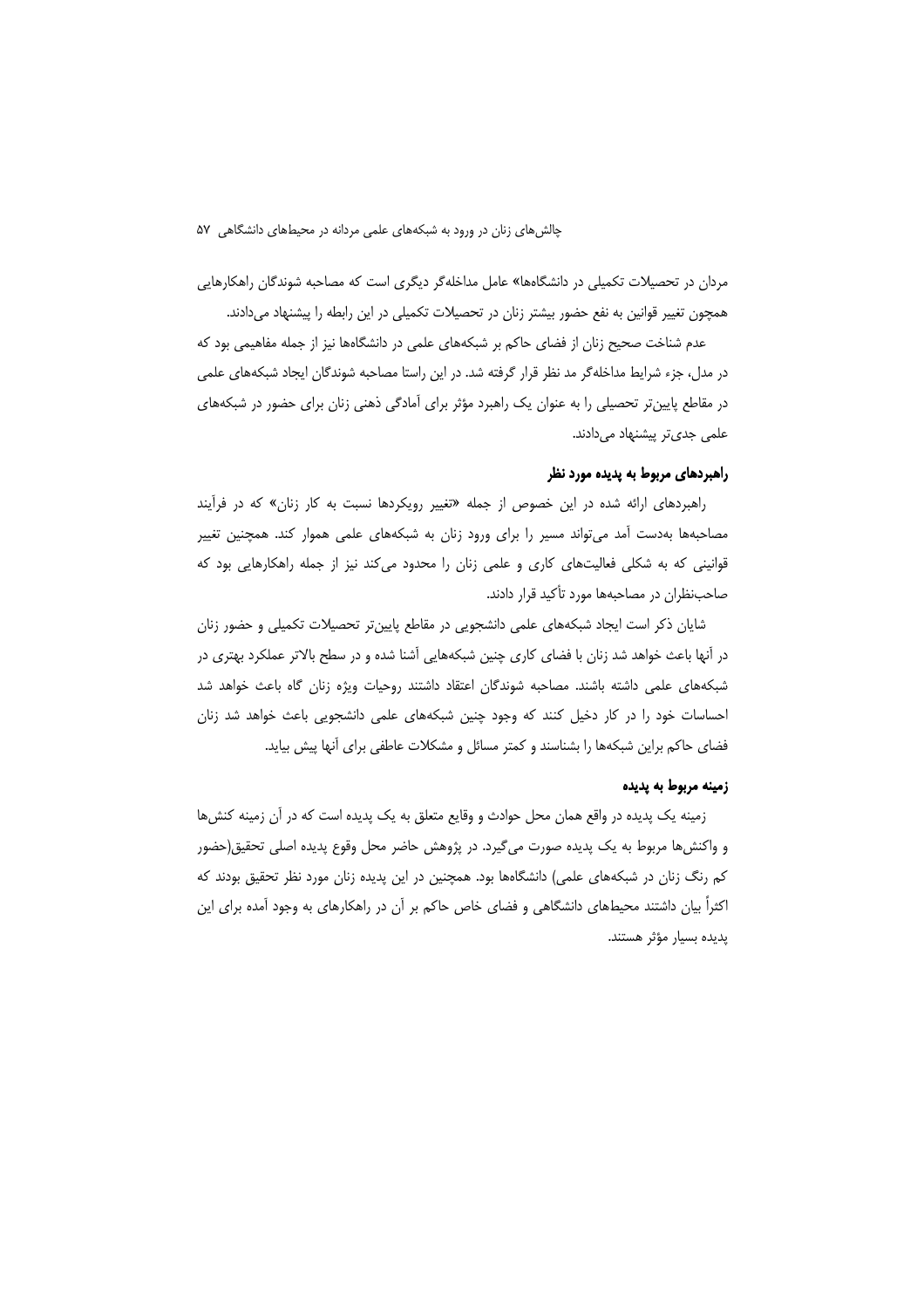مردان در تحصیلات تکمیلی در دانشگاه‌ها» عامل مداخله‌گر دیگری است که مصاحبه شوندگان راهکارهایی همچون تغییر قوانین به نفع حضور بیشتر زنان در تحصیلات تکمیلی در این رابطه را پیشنهاد می‌دادند.

عدم شناخت صحیح زنان از فضای حاکم بر شبکه‌های علمی در دانشگاه‌ها نیز از جمله مفاهیمی بود که در مدل، جزء شرایط مداخله‌گر مد نظر قرار گرفته شد. در این راستا مصاحبه شوندگان ایجاد شبکه‌های علمی در مقاطع پایین‌تر تحصیلی را به عنوان یک راهبرد مؤثر برای آمادگی ذهنی زنان برای حضور در شبکه‌های علمی جدی‌تر پیشنهاد می‌دادند.

### راهبردهای مربوط به پدیده مورد نظر

راهبردهای ارائه شده در این خصوص از جمله «تغییر رویکردها نسبت به کار زنان» که در فرآیند مصاحبه‌ها به‌دست آمد می‌تواند مسیر را برای ورود زنان به شبکه‌های علمی هموار کند. همچنین تغییر قوانینی که به شکلی فعالیت‌های کاری و علمی زنان را محدود می‌کند نیز از جمله راهکارهایی بود که صاحب‌نظران در مصاحبه‌ها مورد تأکید قرار دادند.

شایان ذکر است ایجاد شبکه‌های علمی دانشجویی در مقاطع پایین‌تر تحصیلات تکمیلی و حضور زنان در آنها باعث خواهد شد زنان با فضای کاری چنین شبکه‌هایی آشنا شده و در سطح بالاتر عملکرد بهتری در شبکه‌های علمی داشته باشند. مصاحبه شوندگان اعتقاد داشتند روحیات ویژه زنان گاه باعث خواهد شد احساسات خود را در کار دخیل کنند که وجود چنین شبکه‌های علمی دانشجویی باعث خواهد شد زنان فضای حاکم براین شبکه‌ها را بشناسند و کمتر مسائل و مشکلات عاطفی برای آنها پیش بیاید.

### زمینه مربوط به پدیده

زمینه یک پدیده در واقع همان محل حوادث و وقایع متعلق به یک پدیده است که در آن زمینه کنش‌ها و واکنش‌ها مربوط به یک پدیده صورت می‌گیرد. در پژوهش حاضر محل وقوع پدیده اصلی تحقیق(حضور کم رنگ زنان در شبکه‌های علمی) دانشگاه‌ها بود. همچنین در این پدیده زنان مورد نظر تحقیق بودند که اکثراً بیان داشتند محیط‌های دانشگاهی و فضای خاص حاکم بر آن در راهکارهای به وجود آمده برای این پدیده بسیار مؤثر هستند.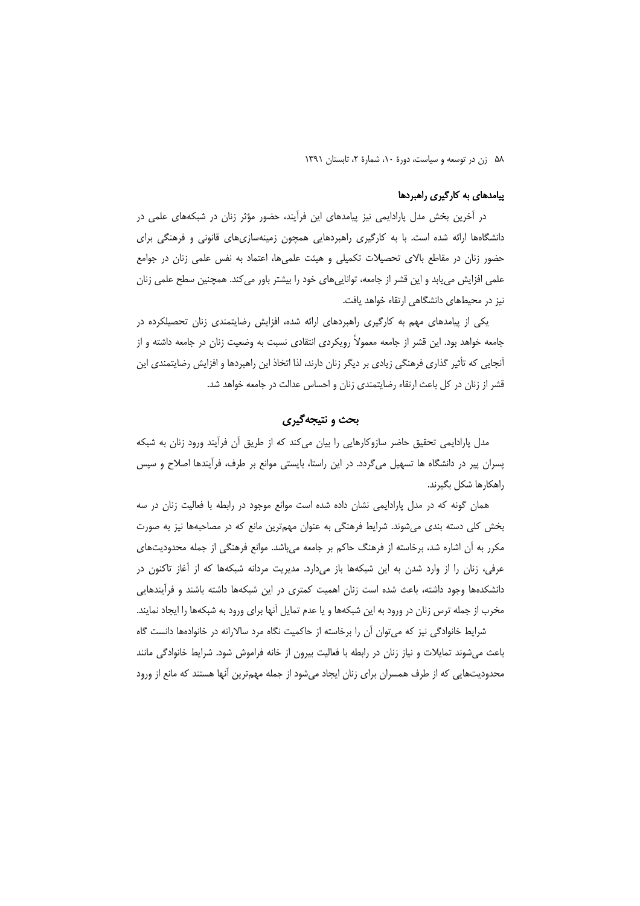### پیامدهای به کارگیری راهبردها

در آخرین بخش مدل پارادایمی نیز پیامدهای این فرآیند، حضور مؤثر زنان در شبکه‌های علمی در دانشگاه‌ها ارائه شده است. با به کارگیری راهبردهایی همچون زمینه‌سازی‌های قانونی و فرهنگی برای حضور زنان در مقاطع بالای تحصیلات تکمیلی و هیئت علمی‌ها، اعتماد به نفس علمی زنان در جوامع علمی افزایش می‌یابد و این قشر از جامعه، توانایی‌های خود را بیشتر باور می‌کند. همچنین سطح علمی زنان نیز در محیط‌های دانشگاهی ارتقاء خواهد یافت.

یکی از پیامدهای مهم به کارگیری راهبردهای ارائه شده، افزایش رضایتمندی زنان تحصیلکرده در جامعه خواهد بود. این قشر از جامعه معمولاً رویکردی انتقادی نسبت به وضعیت زنان در جامعه داشته و از آنجایی که تأثیر گذاری فرهنگی زیادی بر دیگر زنان دارند، لذا اتخاذ این راهبردها و افزایش رضایتمندی این قشر از زنان در کل باعث ارتقاء رضایتمندی زنان و احساس عدالت در جامعه خواهد شد.

## بحث و نتیجه‌گیری

مدل پارادایمی تحقیق حاضر سازوکارهایی را بیان می‌کند که از طریق آن فرآیند ورود زنان به شبکه پسران پیر در دانشگاه ها تسهیل می‌گردد. در این راستا، بایستی موانع بر طرف، فرآیندها اصلاح و سپس راهکارها شکل بگیرند.

همان گونه که در مدل پارادایمی نشان داده شده است موانع موجود در رابطه با فعالیت زنان در سه بخش کلی دسته بندی می‌شوند. شرایط فرهنگی به عنوان مهم‌ترین مانع که در مصاحبه‌ها نیز به صورت مکرر به آن اشاره شد، برخاسته از فرهنگ حاکم بر جامعه می‌باشد. موانع فرهنگی از جمله محدودیت‌های عرفی، زنان را از وارد شدن به این شبکه‌ها باز می‌دارد. مدیریت مردانه شبکه‌ها که از آغاز تاکنون در دانشکده‌ها وجود داشته، باعث شده است زنان اهمیت کمتری در این شبکه‌ها داشته باشند و فرآیندهایی مخرب از جمله ترس زنان در ورود به این شبکه‌ها و یا عدم تمایل آنها برای ورود به شبکه‌ها را ایجاد نمایند.

شرایط خانوادگی نیز که می‌توان آن را برخاسته از حاکمیت نگاه مرد سالارانه در خانواده‌ها دانست گاه باعث می‌شوند تمایلات و نیاز زنان در رابطه با فعالیت بیرون از خانه فراموش شود. شرایط خانوادگی مانند محدودیت‌هایی که از طرف همسران برای زنان ایجاد می‌شود از جمله مهم‌ترین آنها هستند که مانع از ورود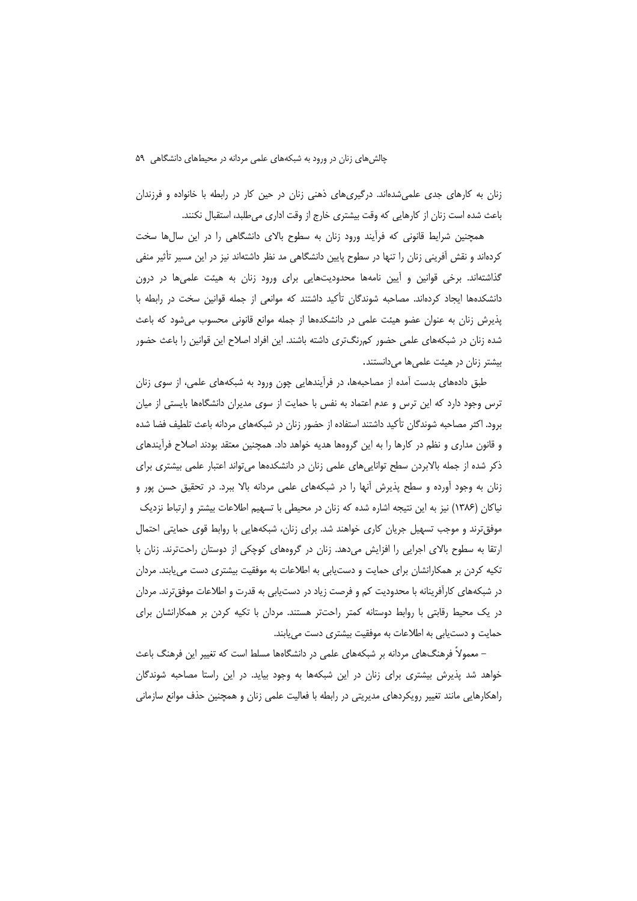زنان به کارهای جدی علمی‌شده‌اند. درگیری‌های ذهنی زنان در حین کار در رابطه با خانواده و فرزندان باعث شده است زنان از کارهایی که وقت بیشتری خارج از وقت اداری می‌طلبد، استقبال نکنند.

همچنین شرایط قانونی که فرآیند ورود زنان به سطوح بالای دانشگاهی را در این سال‌ها سخت کرده‌اند و نقش آفرینی زنان را تنها در سطوح پایین دانشگاهی مد نظر داشته‌اند نیز در این مسیر تأثیر منفی گذاشته‌اند. برخی قوانین و آیین نامه‌ها محدودیت‌هایی برای ورود زنان به هیئت علمی‌ها در درون دانشکده‌ها ایجاد کرده‌اند. مصاحبه شوندگان تأکید داشتند که موانعی از جمله قوانین سخت در رابطه با پذیرش زنان به عنوان عضو هیئت علمی در دانشکده‌ها از جمله موانع قانونی محسوب می‌شود که باعث شده زنان در شبکه‌های علمی حضور کم‌رنگ‌تری داشته باشند. این افراد اصلاح این قوانین را باعث حضور بیشتر زنان در هیئت علمی‌ها می‌دانستند.

طبق داده‌های بدست آمده از مصاحبه‌ها، در فرآیندهایی چون ورود به شبکه‌های علمی، از سوی زنان ترس وجود دارد که این ترس و عدم اعتماد به نفس با حمایت از سوی مدیران دانشگاه‌ها بایستی از میان برود. اکثر مصاحبه شوندگان تأکید داشتند استفاده از حضور زنان در شبکه‌های مردانه باعث تلطیف فضا شده و قانون مداری و نظم در کارها را به این گروه‌ها هدیه خواهد داد. همچنین معتقد بودند اصلاح فرآیندهای ذکر شده از جمله بالابردن سطح توانایی‌های علمی زنان در دانشکده‌ها می‌تواند اعتبار علمی بیشتری برای زنان به وجود آورده و سطح پذیرش آنها را در شبکه‌های علمی مردانه بالا ببرد. در تحقیق حسن پور و نیاکان (۱۳۸۶) نیز به این نتیجه اشاره شده که زنان در محیطی با تسهیم اطلاعات بیشتر و ارتباط نزدیک موفق‌ترند و موجب تسهیل جریان کاری خواهند شد. برای زنان، شبکه‌هایی با روابط قوی حمایتی احتمال ارتقا به سطوح بالای اجرایی را افزایش می‌دهد. زنان در گروه‌های کوچکی از دوستان راحت‌ترند. زنان با تکیه کردن بر همکارانشان برای حمایت و دست‌یابی به اطلاعات به موفقیت بیشتری دست می‌یابند. مردان در شبکه‌های کارآفرینانه با محدودیت کم و فرصت زیاد در دست‌یابی به قدرت و اطلاعات موفق‌ترند. مردان در یک محیط رقابتی با روابط دوستانه کمتر راحت‌تر هستند. مردان با تکیه کردن بر همکارانشان برای حمایت و دست‌یابی به اطلاعات به موفقیت بیشتری دست می‌یابند.

– معمولاً فرهنگ‌های مردانه بر شبکه‌های علمی در دانشگاه‌ها مسلط است که تغییر این فرهنگ باعث خواهد شد پذیرش بیشتری برای زنان در این شبکه‌ها به وجود بیاید. در این راستا مصاحبه شوندگان راهکارهایی مانند تغییر رویکردهای مدیریتی در رابطه با فعالیت علمی زنان و همچنین حذف موانع سازمانی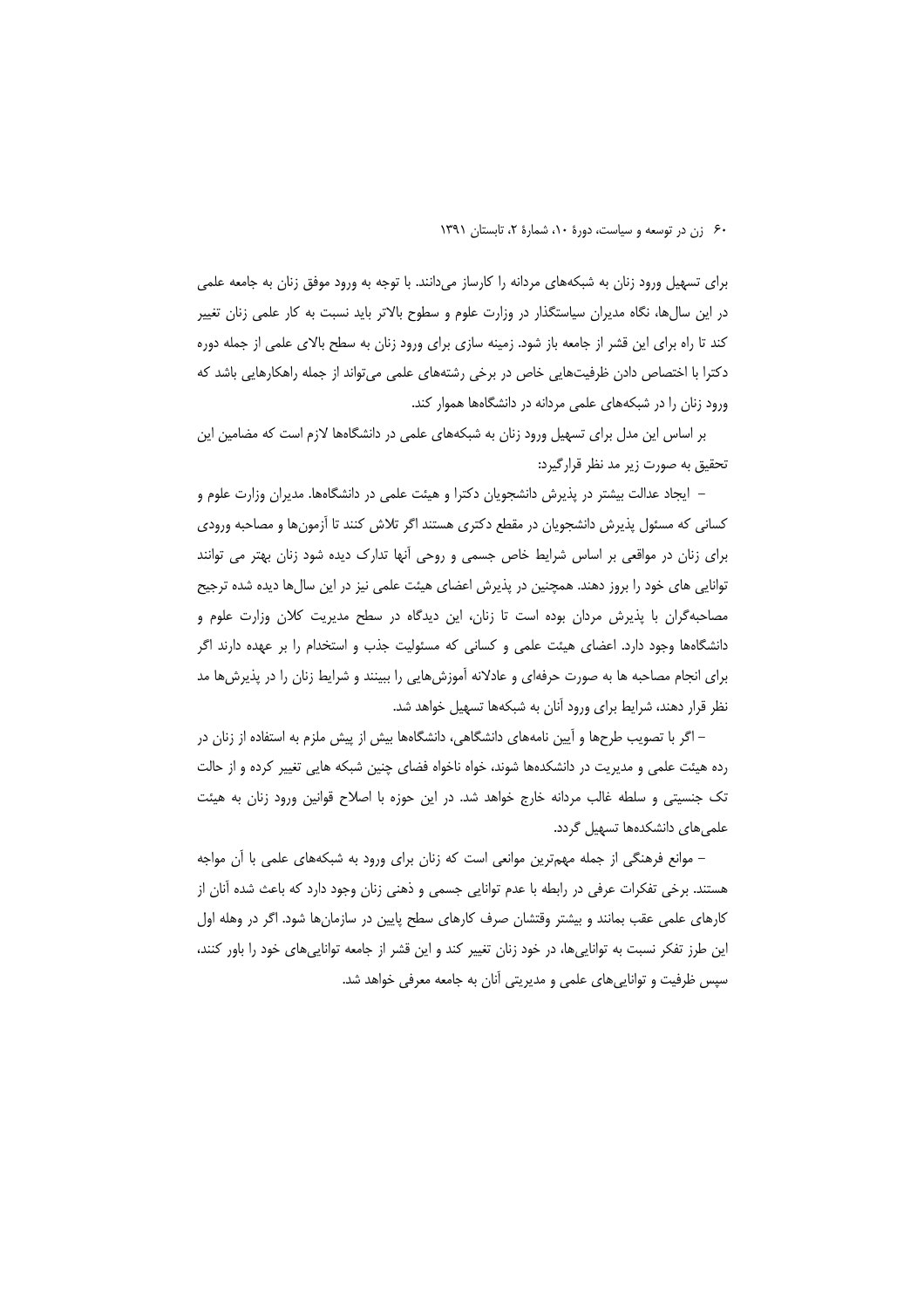برای تسهیل ورود زنان به شبکه‌های مردانه را کارساز می‌دانند. با توجه به ورود موفق زنان به جامعه علمی در این سال‌ها، نگاه مدیران سیاستگذار در وزارت علوم و سطوح بالاتر باید نسبت به کار علمی زنان تغییر کند تا راه برای این قشر از جامعه باز شود. زمینه سازی برای ورود زنان به سطح بالای علمی از جمله دوره دکترا با اختصاص دادن ظرفیت‌هایی خاص در برخی رشته‌های علمی می‌تواند از جمله راهکارهایی باشد که ورود زنان را در شبکه‌های علمی مردانه در دانشگاه‌ها هموار کند.

بر اساس این مدل برای تسهیل ورود زنان به شبکه‌های علمی در دانشگاه‌ها لازم است که مضامین این تحقیق به صورت زیر مد نظر قرارگیرد:

– ایجاد عدالت بیشتر در پذیرش دانشجویان دکترا و هیئت علمی در دانشگاه‌ها. مدیران وزارت علوم و کسانی که مسئول پذیرش دانشجویان در مقطع دکتری هستند اگر تلاش کنند تا آزمون‌ها و مصاحبه ورودی برای زنان در مواقعی بر اساس شرایط خاص جسمی و روحی آنها تدارک دیده شود زنان بهتر می توانند توانایی های خود را بروز دهند. همچنین در پذیرش اعضای هیئت علمی نیز در این سال‌ها دیده شده ترجیح مصاحبه‌گران با پذیرش مردان بوده است تا زنان، این دیدگاه در سطح مدیریت کلان وزارت علوم و دانشگاه‌ها وجود دارد. اعضای هیئت علمی و کسانی که مسئولیت جذب و استخدام را بر عهده دارند اگر برای انجام مصاحبه ها به صورت حرفه‌ای و عادلانه آموزش‌هایی را ببینند و شرایط زنان را در پذیرش‌ها مد نظر قرار دهند، شرایط برای ورود آنان به شبکه‌ها تسهیل خواهد شد.

– اگر با تصویب طرح‌ها و آیین نامه‌های دانشگاهی، دانشگاه‌ها بیش از پیش ملزم به استفاده از زنان در رده هیئت علمی و مدیریت در دانشکده‌ها شوند، خواه ناخواه فضای چنین شبکه هایی تغییر کرده و از حالت تک جنسیتی و سلطه غالب مردانه خارج خواهد شد. در این حوزه با اصلاح قوانین ورود زنان به هیئت علمی‌های دانشکده‌ها تسهیل گردد.

– موانع فرهنگی از جمله مهم‌ترین موانعی است که زنان برای ورود به شبکه‌های علمی با آن مواجه هستند. برخی تفکرات عرفی در رابطه با عدم توانایی جسمی و ذهنی زنان وجود دارد که باعث شده آنان از کارهای علمی عقب بمانند و بیشتر وقتشان صرف کارهای سطح پایین در سازمان‌ها شود. اگر در وهله اول این طرز تفکر نسبت به توانایی‌ها، در خود زنان تغییر کند و این قشر از جامعه توانایی‌های خود را باور کنند، سپس ظرفیت و توانایی‌های علمی و مدیریتی آنان به جامعه معرفی خواهد شد.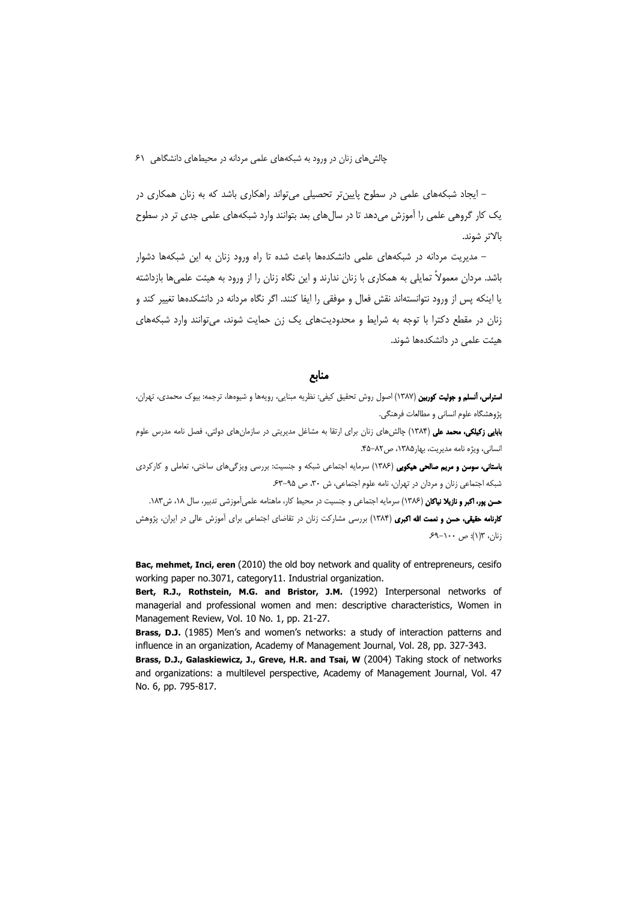– ایجاد شبکه‌های علمی در سطوح پایین‌تر تحصیلی می‌تواند راهکاری باشد که به زنان همکاری در یک کار گروهی علمی را آموزش می‌دهد تا در سال‌های بعد بتوانند وارد شبکه‌های علمی جدی تر در سطوح بالاتر شوند.

– مدیریت مردانه در شبکه‌های علمی دانشکده‌ها باعث شده تا راه ورود زنان به این شبکه‌ها دشوار باشد. مردان معمولاً تمایلی به همکاری با زنان ندارند و این نگاه زنان را از ورود به هیئت علمی‌ها بازداشته یا اینکه پس از ورود نتوانسته‌اند نقش فعال و موفقی را ایفا کنند. اگر نگاه مردانه در دانشکده‌ها تغییر کند و زنان در مقطع دکترا با توجه به شرایط و محدودیت‌های یک زن حمایت شوند، می‌توانند وارد شبکه‌های هیئت علمی در دانشکده‌ها شوند.

## منابع

**استراس، آنسلم و جولیت کوربین** (۱۳۸۷) اصول روش تحقیق کیفی: نظریه مبنایی، رویه‌ها و شیوه‌ها، ترجمه: بیوک محمدی، تهران، پژوهشگاه علوم انسانی و مطالعات فرهنگی.

**بابایی زکیلکی، محمد علی** (۱۳۸۴) چالش‌های زنان برای ارتقا به مشاغل مدیریتی در سازمان‌های دولتی، فصل نامه مدرس علوم انسانی، ویژه نامه مدیریت، بهار۱۳۸۵، ص۸۲-۴۵.

**باستانی، سوسن و مریم صالحی هیکویی** (۱۳۸۶) سرمایه اجتماعی شبکه و جنسیت: بررسی ویژگی‌های ساختی، تعاملی و کارکردی شبکه اجتماعی زنان و مردان در تهران، نامه علوم اجتماعی، ش ۳۰، ص ۹۵-۶۳.

**حسن پور، اکبر و نازیلا نیاکان** (۱۳۸۶) سرمایه اجتماعی و جنسیت در محیط کار، ماهنامه علمی‌آموزشی تدبیر، سال ۱۸، ش۱۸۳.

**کارنامه حقیقی، حسن و نعمت الله اکبری** (۱۳۸۴) بررسی مشارکت زنان در تقاضای اجتماعی برای آموزش عالی در ایران، پژوهش زنان، ۳(۱): ص ۱۰۰-۶۹.

**Bac, mehmet, Inci, eren** (2010) the old boy network and quality of entrepreneurs, cesifo working paper no.3071, category11. Industrial organization.

**Bert, R.J., Rothstein, M.G. and Bristor, J.M.** (1992) Interpersonal networks of managerial and professional women and men: descriptive characteristics, Women in Management Review, Vol. 10 No. 1, pp. 21-27.

**Brass, D.J.** (1985) Men's and women's networks: a study of interaction patterns and influence in an organization, Academy of Management Journal, Vol. 28, pp. 327-343.

**Brass, D.J., Galaskiewicz, J., Greve, H.R. and Tsai, W** (2004) Taking stock of networks and organizations: a multilevel perspective, Academy of Management Journal, Vol. 47 No. 6, pp. 795-817.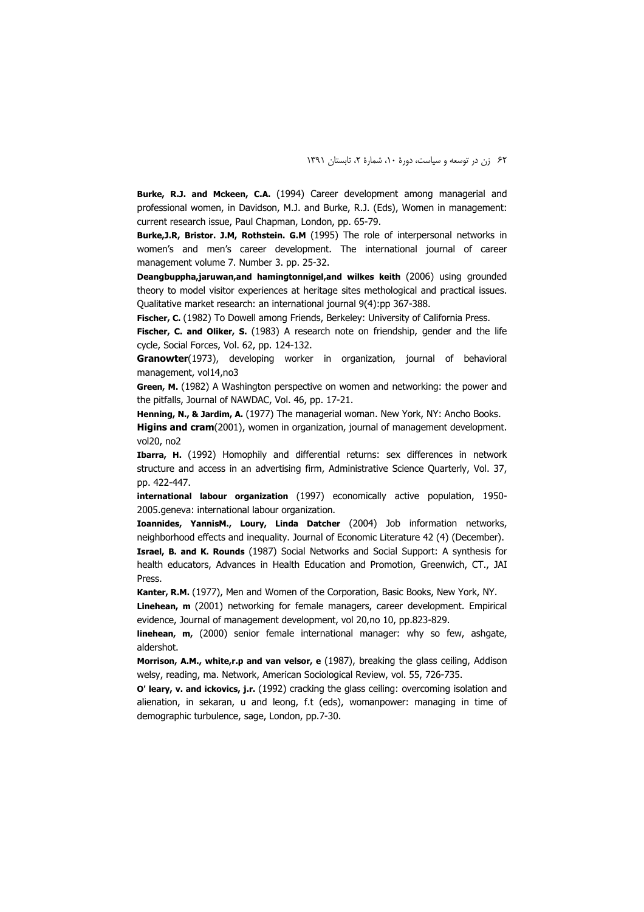**Burke, R.J. and Mckeen, C.A.** (1994) Career development among managerial and professional women, in Davidson, M.J. and Burke, R.J. (Eds), Women in management: current research issue, Paul Chapman, London, pp. 65-79.

**Burke,J.R, Bristor. J.M, Rothstein. G.M** (1995) The role of interpersonal networks in women's and men's career development. The international journal of career management volume 7. Number 3. pp. 25-32.

**Deangbuppha,jaruwan,and hamingtonnigel,and wilkes keith** (2006) using grounded theory to model visitor experiences at heritage sites methological and practical issues. Qualitative market research: an international journal 9(4):pp 367-388.

**Fischer, C.** (1982) To Dowell among Friends, Berkeley: University of California Press.

**Fischer, C. and Oliker, S.** (1983) A research note on friendship, gender and the life cycle, Social Forces, Vol. 62, pp. 124-132.

**Granowter**(1973), developing worker in organization, journal of behavioral management, vol14,no3

**Green, M.** (1982) A Washington perspective on women and networking: the power and the pitfalls, Journal of NAWDAC, Vol. 46, pp. 17-21.

**Henning, N., & Jardim, A.** (1977) The managerial woman. New York, NY: Ancho Books.

**Higins and cram**(2001), women in organization, journal of management development. vol20, no2

**Ibarra, H.** (1992) Homophily and differential returns: sex differences in network structure and access in an advertising firm, Administrative Science Quarterly, Vol. 37, pp. 422-447.

**international labour organization** (1997) economically active population, 1950-2005.geneva: international labour organization.

**Ioannides, YannisM., Loury, Linda Datcher** (2004) Job information networks, neighborhood effects and inequality. Journal of Economic Literature 42 (4) (December).

**Israel, B. and K. Rounds** (1987) Social Networks and Social Support: A synthesis for health educators, Advances in Health Education and Promotion, Greenwich, CT., JAI Press.

**Kanter, R.M.** (1977), Men and Women of the Corporation, Basic Books, New York, NY.

**Linehean, m** (2001) networking for female managers, career development. Empirical evidence, Journal of management development, vol 20,no 10, pp.823-829.

**linehean, m,** (2000) senior female international manager: why so few, ashgate, aldershot.

**Morrison, A.M., white,r.p and van velsor, e** (1987), breaking the glass ceiling, Addison welsy, reading, ma. Network, American Sociological Review, vol. 55, 726-735.

**O' leary, v. and ickovics, j.r.** (1992) cracking the glass ceiling: overcoming isolation and alienation, in sekaran, u and leong, f.t (eds), womanpower: managing in time of demographic turbulence, sage, London, pp.7-30.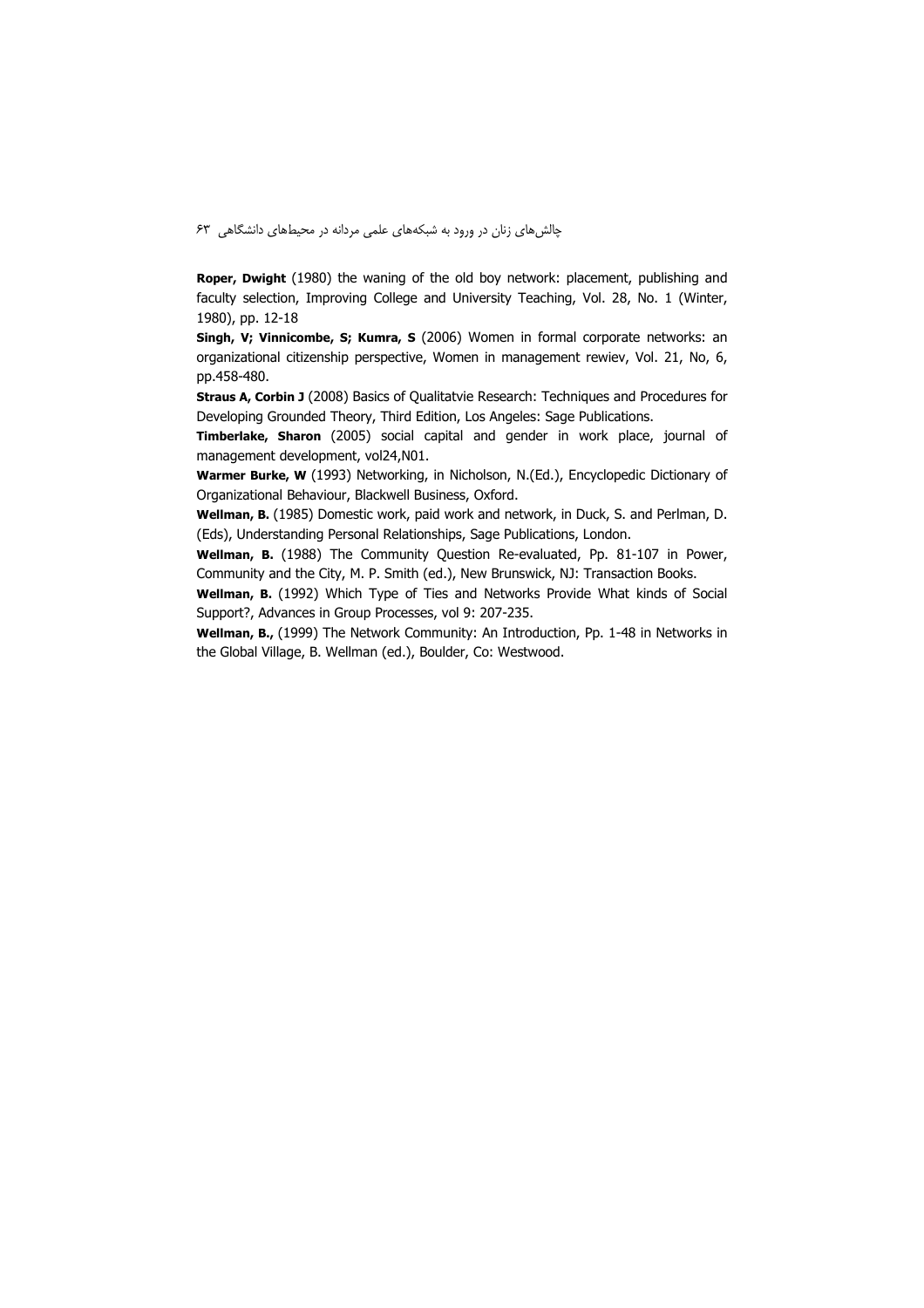**Roper, Dwight** (1980) the waning of the old boy network: placement, publishing and faculty selection, Improving College and University Teaching, Vol. 28, No. 1 (Winter, 1980), pp. 12-18

**Singh, V; Vinnicombe, S; Kumra, S** (2006) Women in formal corporate networks: an organizational citizenship perspective, Women in management rewiev, Vol. 21, No, 6, pp.458-480.

**Straus A, Corbin J** (2008) Basics of Qualitatvie Research: Techniques and Procedures for Developing Grounded Theory, Third Edition, Los Angeles: Sage Publications.

**Timberlake, Sharon** (2005) social capital and gender in work place, journal of management development, vol24,N01.

**Warmer Burke, W** (1993) Networking, in Nicholson, N.(Ed.), Encyclopedic Dictionary of Organizational Behaviour, Blackwell Business, Oxford.

**Wellman, B.** (1985) Domestic work, paid work and network, in Duck, S. and Perlman, D. (Eds), Understanding Personal Relationships, Sage Publications, London.

**Wellman, B.** (1988) The Community Question Re-evaluated, Pp. 81-107 in Power, Community and the City, M. P. Smith (ed.), New Brunswick, NJ: Transaction Books.

**Wellman, B.** (1992) Which Type of Ties and Networks Provide What kinds of Social Support?, Advances in Group Processes, vol 9: 207-235.

**Wellman, B.,** (1999) The Network Community: An Introduction, Pp. 1-48 in Networks in the Global Village, B. Wellman (ed.), Boulder, Co: Westwood.